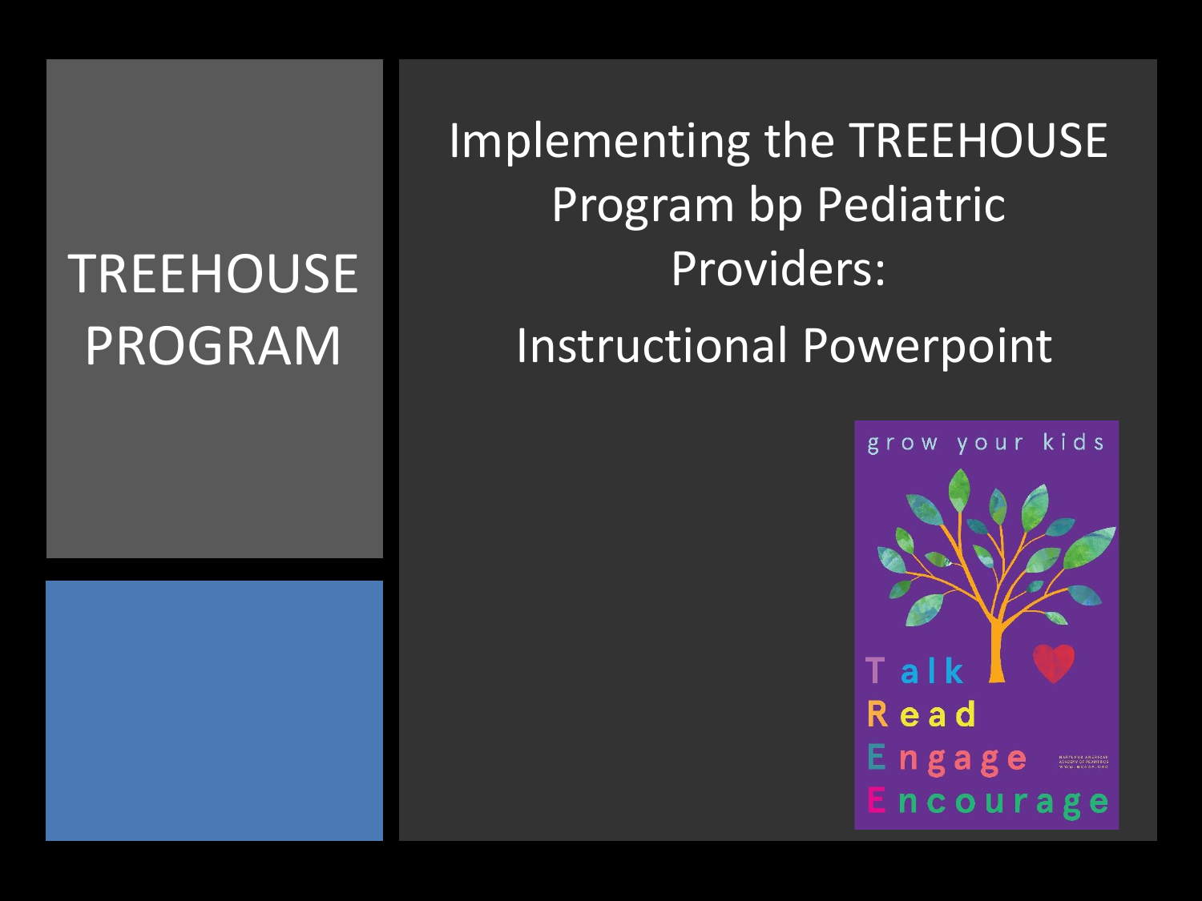# TREEHOUSE PROGRAM

## Implementing the TREEHOUSE Program bp Pediatric Providers:

## Instructional Powerpoint

grow your kids

Talk
Read
Engage
Encourage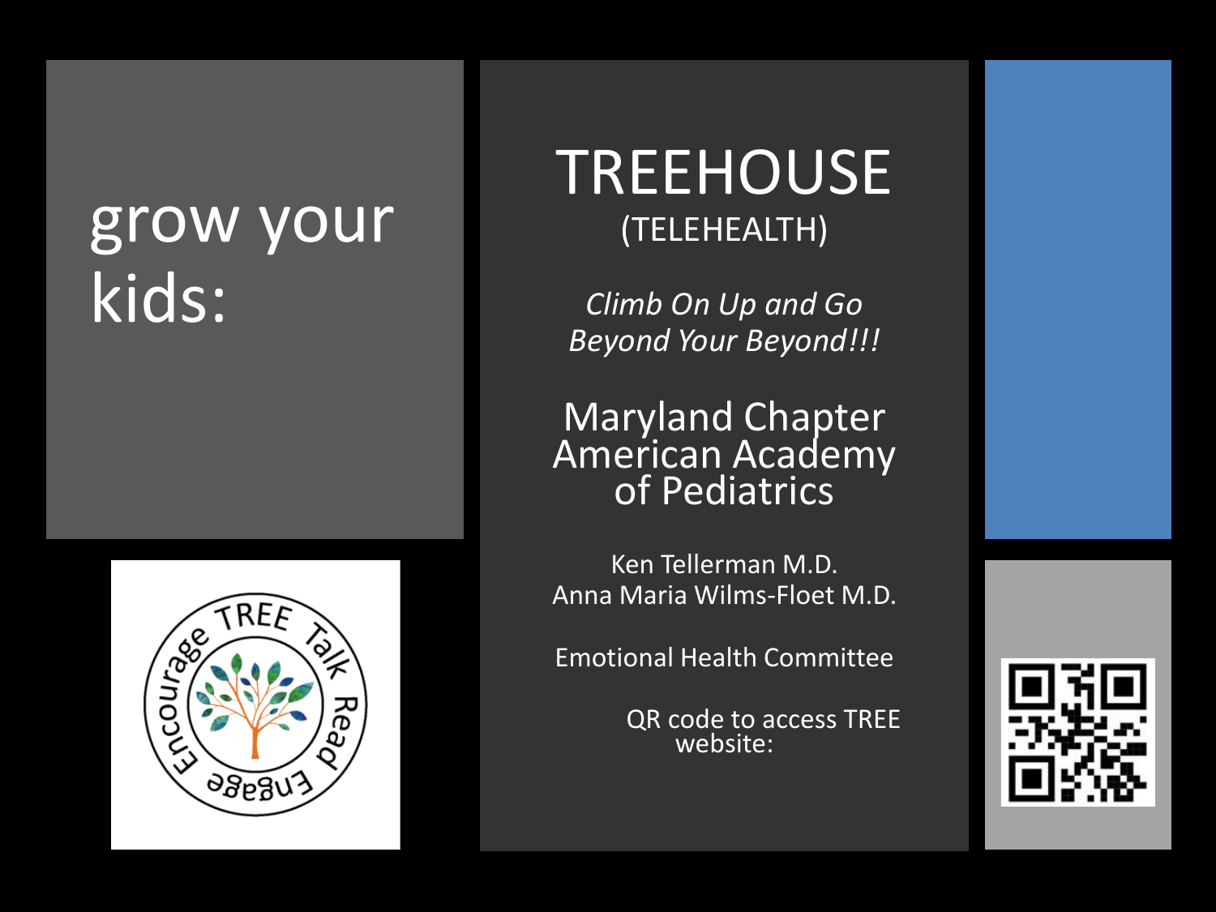# grow your kids:

# TREEHOUSE

(TELEHEALTH)

*Climb On Up and Go Beyond Your Beyond!!!*

## Maryland Chapter American Academy of Pediatrics

Ken Tellerman M.D.
Anna Maria Wilms-Floet M.D.

Emotional Health Committee

QR code to access TREE website: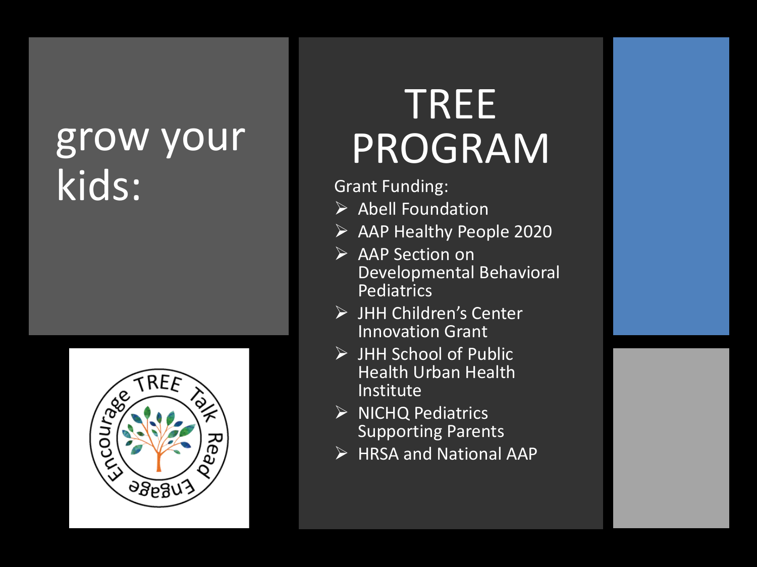grow your kids:

# TREE PROGRAM

Grant Funding:

- Abell Foundation
- AAP Healthy People 2020
- AAP Section on Developmental Behavioral Pediatrics
- JHH Children's Center Innovation Grant
- JHH School of Public Health Urban Health Institute
- NICHQ Pediatrics Supporting Parents
- HRSA and National AAP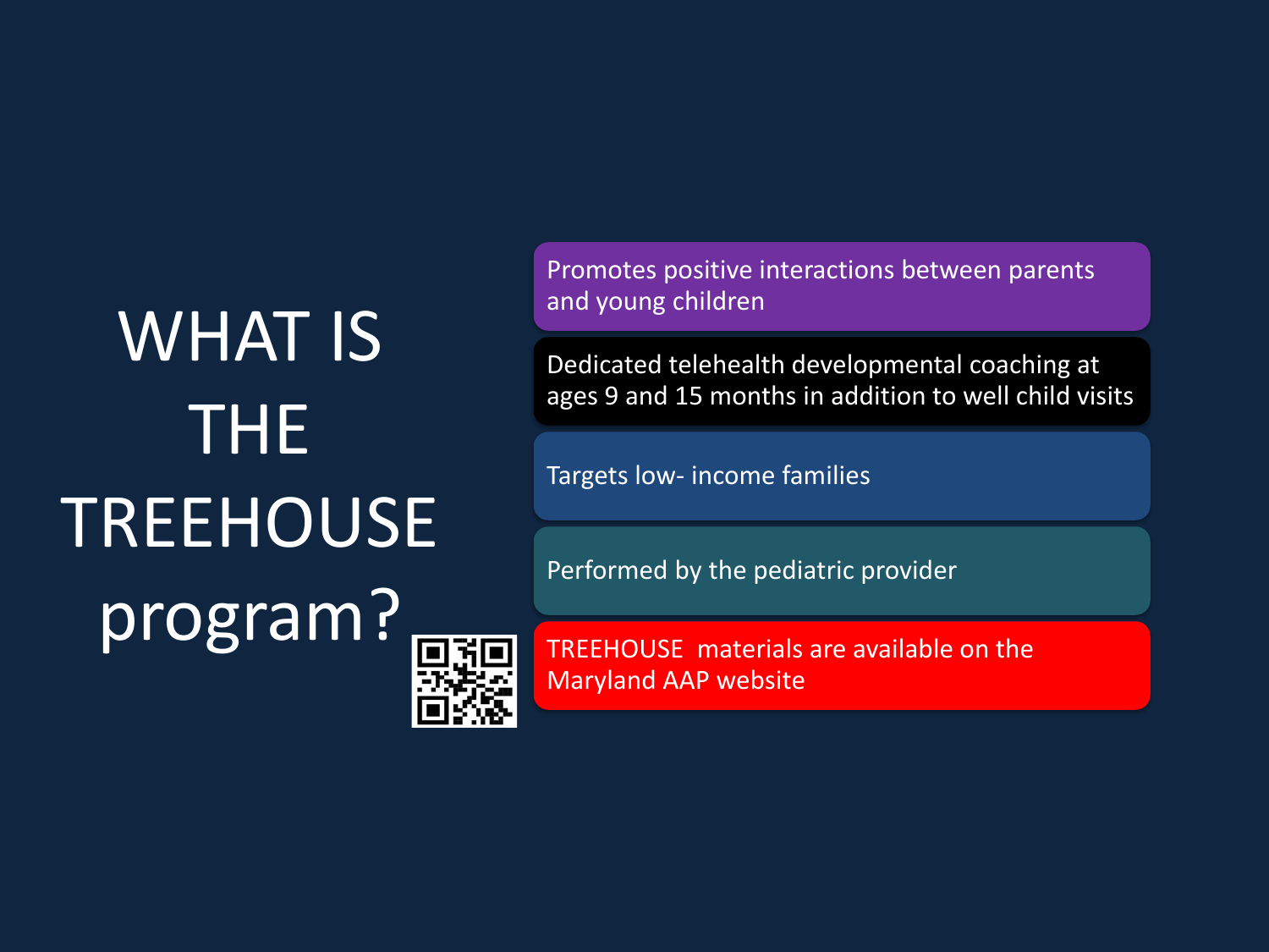# WHAT IS THE TREEHOUSE program?

- Promotes positive interactions between parents and young children
- Dedicated telehealth developmental coaching at ages 9 and 15 months in addition to well child visits
- Targets low- income families
- Performed by the pediatric provider
- TREEHOUSE materials are available on the Maryland AAP website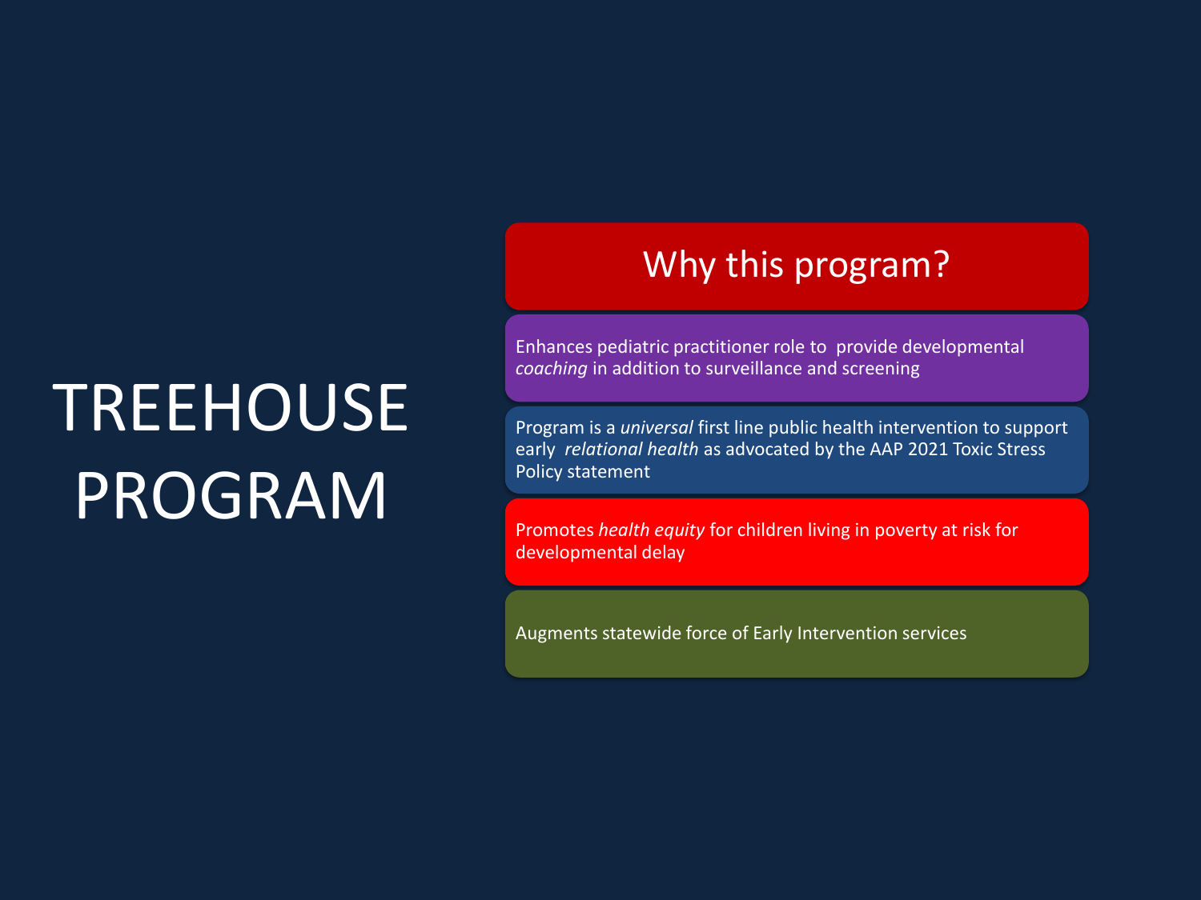# TREEHOUSE PROGRAM

## Why this program?

- Enhances pediatric practitioner role to provide developmental *coaching* in addition to surveillance and screening
- Program is a *universal* first line public health intervention to support early *relational health* as advocated by the AAP 2021 Toxic Stress Policy statement
- Promotes *health equity* for children living in poverty at risk for developmental delay
- Augments statewide force of Early Intervention services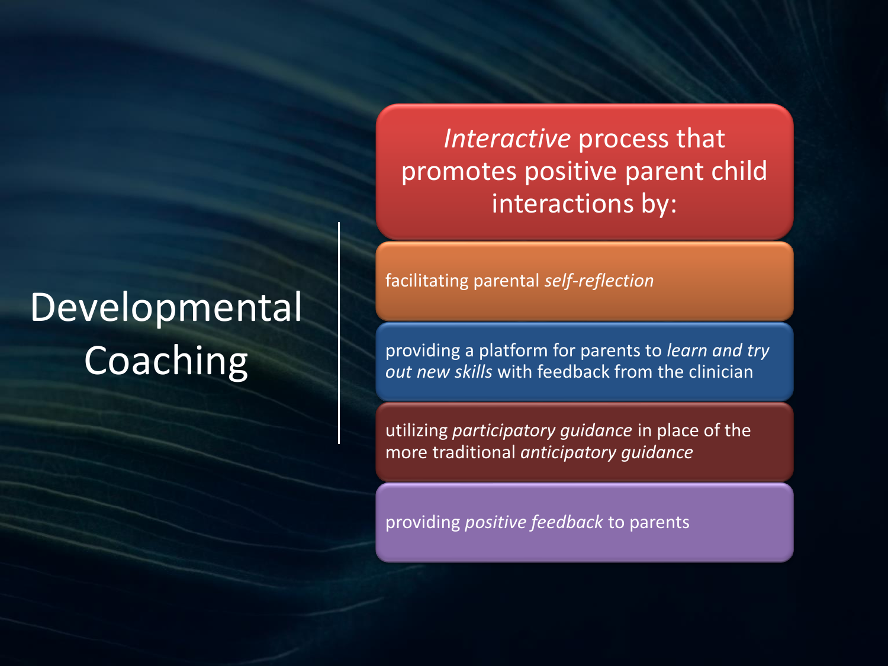# Developmental Coaching

*Interactive* process that promotes positive parent child interactions by:

- facilitating parental *self-reflection*
- providing a platform for parents to *learn and try out new skills* with feedback from the clinician
- utilizing *participatory guidance* in place of the more traditional *anticipatory guidance*
- providing *positive feedback* to parents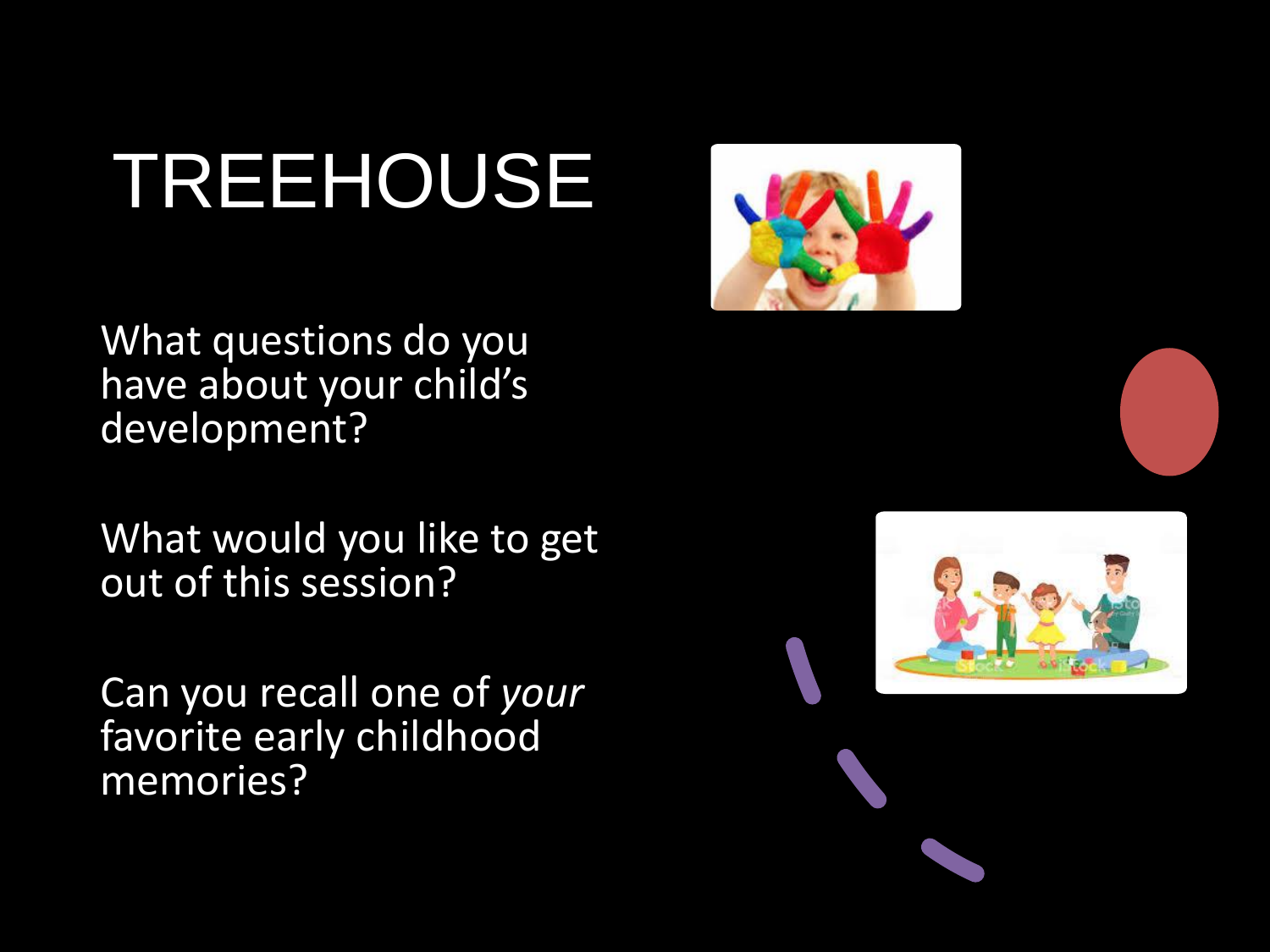# TREEHOUSE

What questions do you have about your child's development?

What would you like to get out of this session?

Can you recall one of *your* favorite early childhood memories?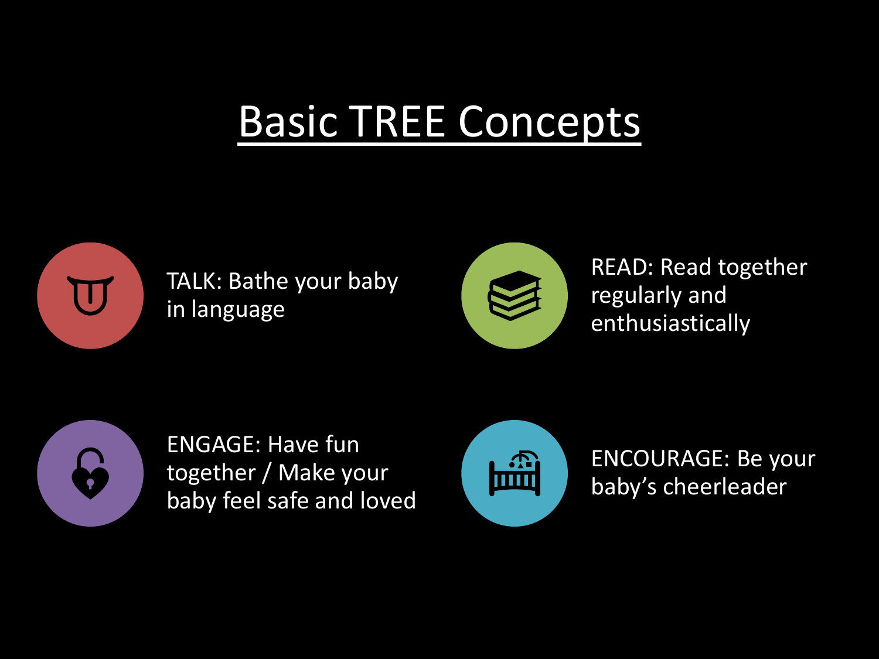# Basic TREE Concepts

TALK: Bathe your baby in language

READ: Read together regularly and enthusiastically

ENGAGE: Have fun together / Make your baby feel safe and loved

ENCOURAGE: Be your baby's cheerleader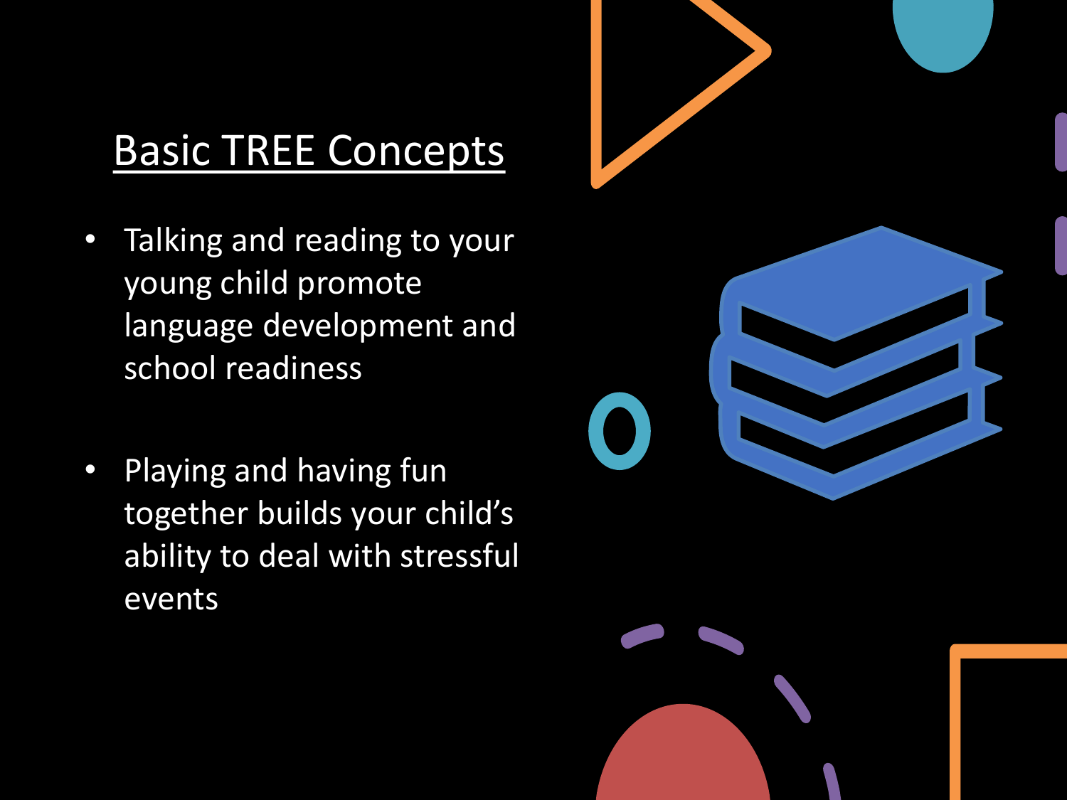## Basic TREE Concepts

- Talking and reading to your young child promote language development and school readiness

- Playing and having fun together builds your child's ability to deal with stressful events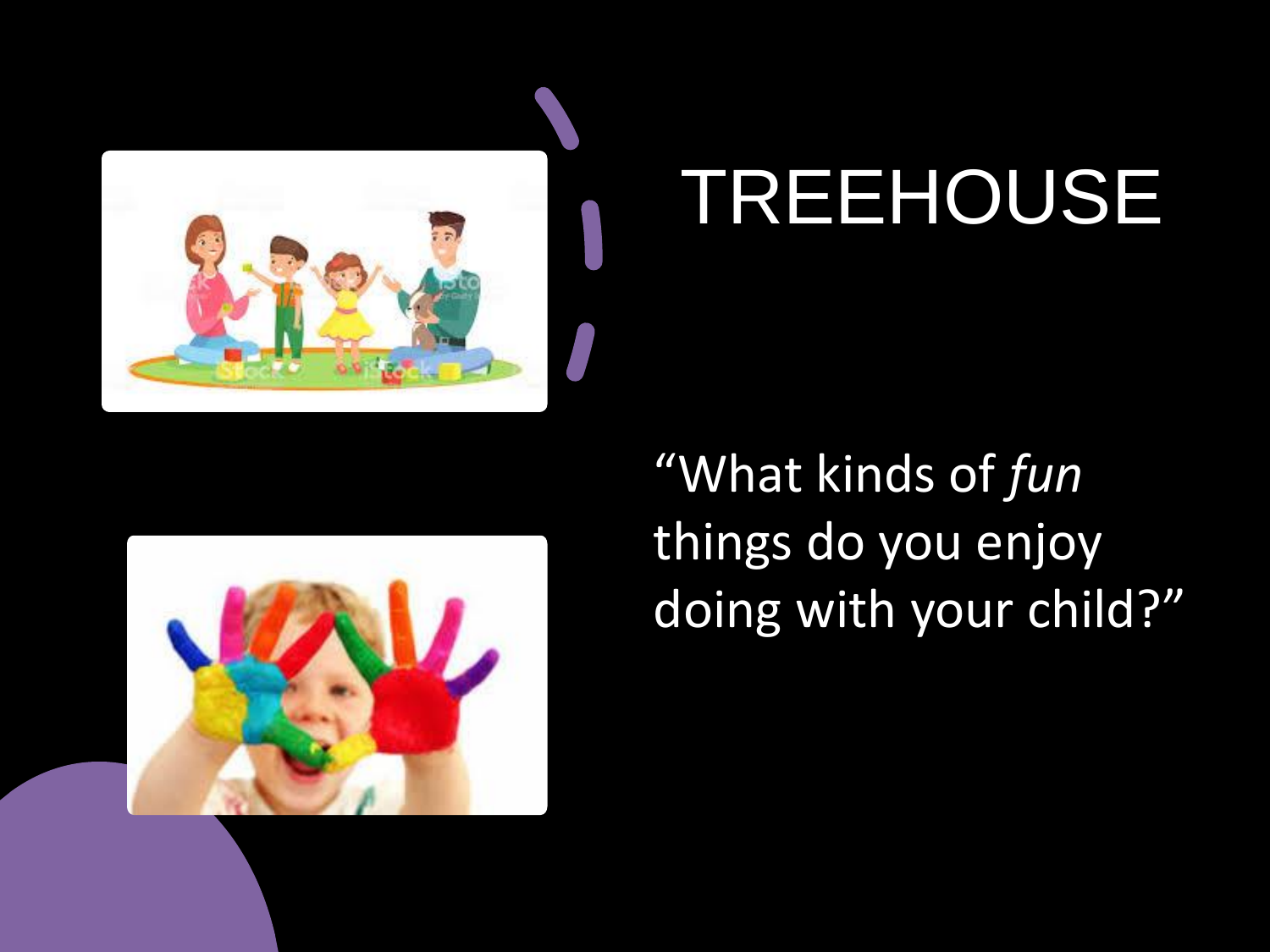# TREEHOUSE

"What kinds of *fun* things do you enjoy doing with your child?"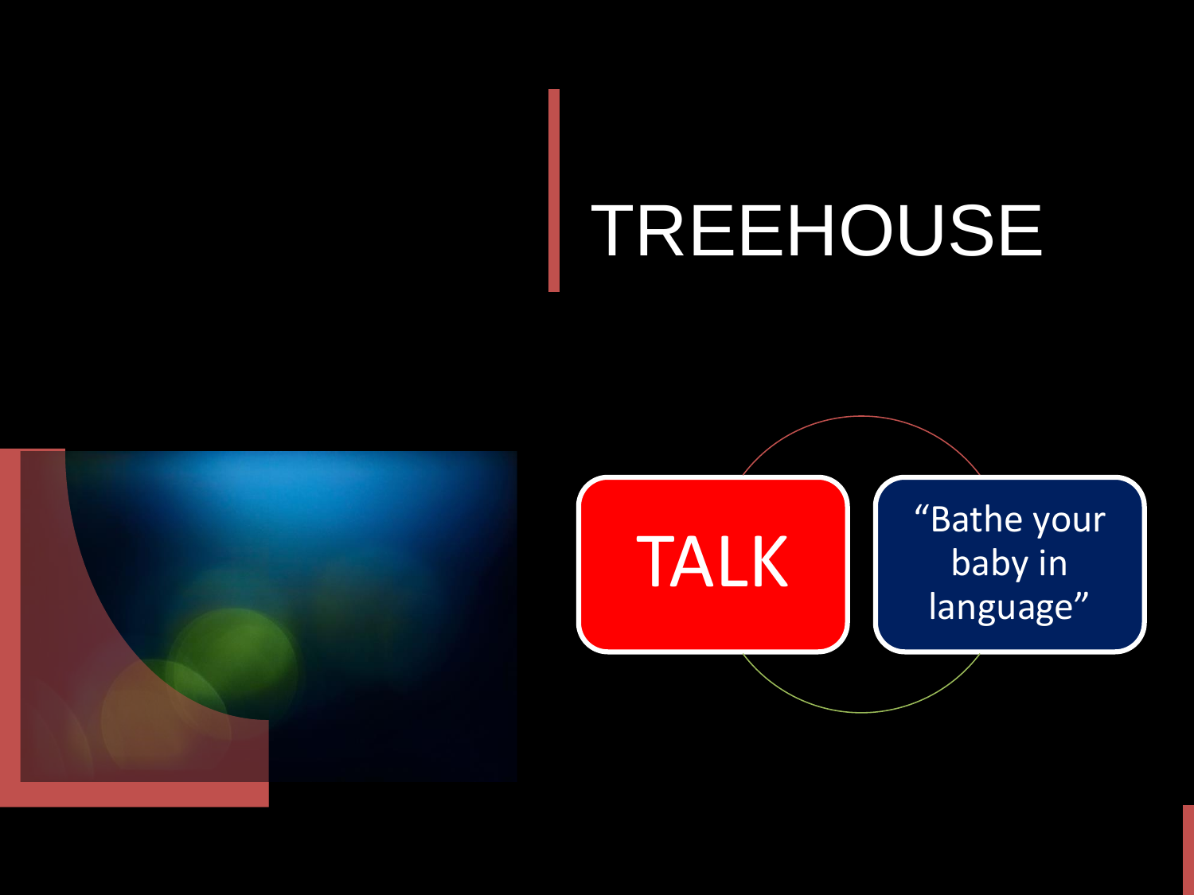# TREEHOUSE

TALK

"Bathe your baby in language"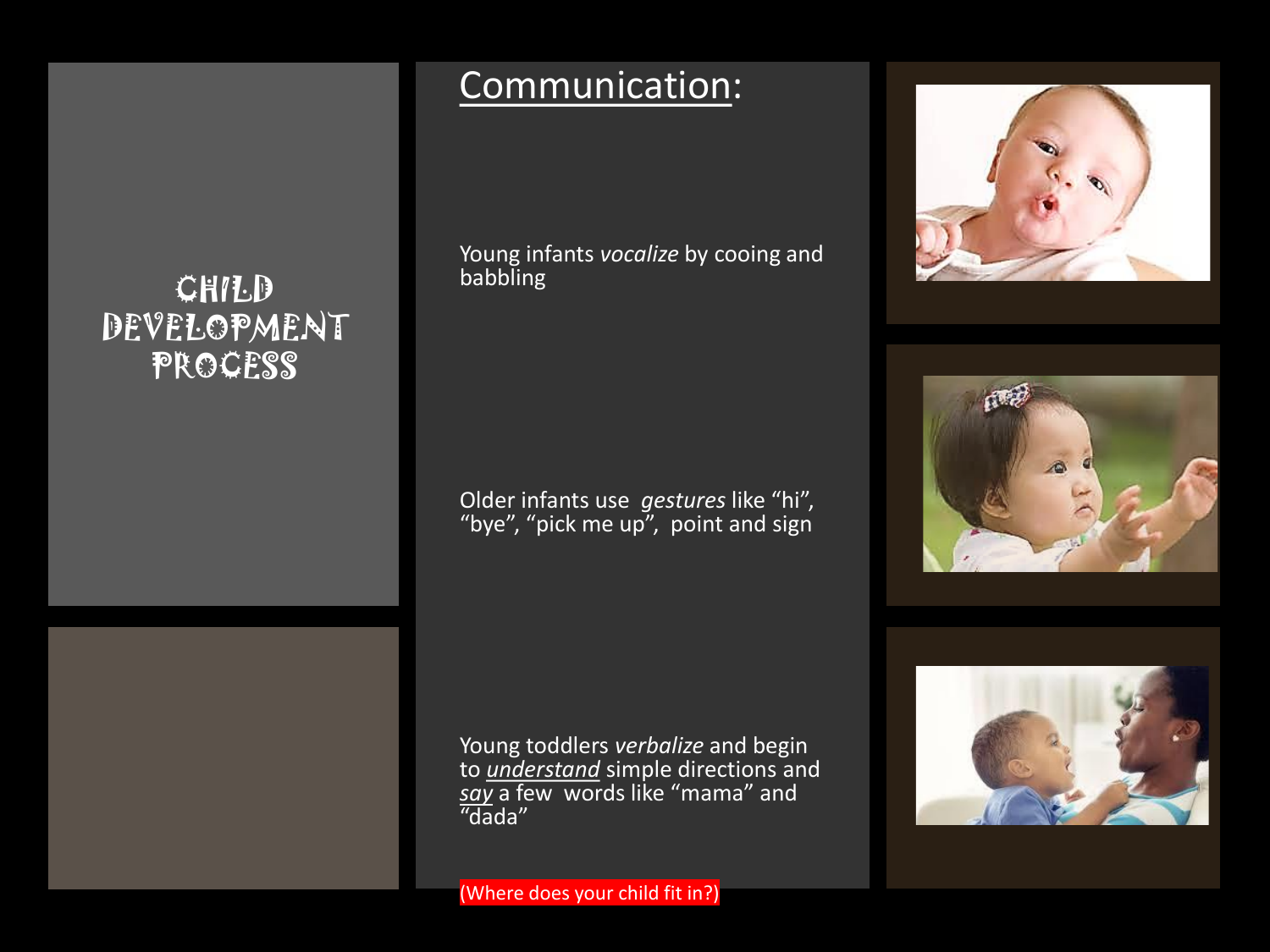# CHILD DEVELOPMENT PROCESS

## Communication:

Young infants *vocalize* by cooing and babbling

Older infants use *gestures* like "hi", "bye", "pick me up", point and sign

Young toddlers *verbalize* and begin to *understand* simple directions and *say* a few words like "mama" and "dada"

(Where does your child fit in?)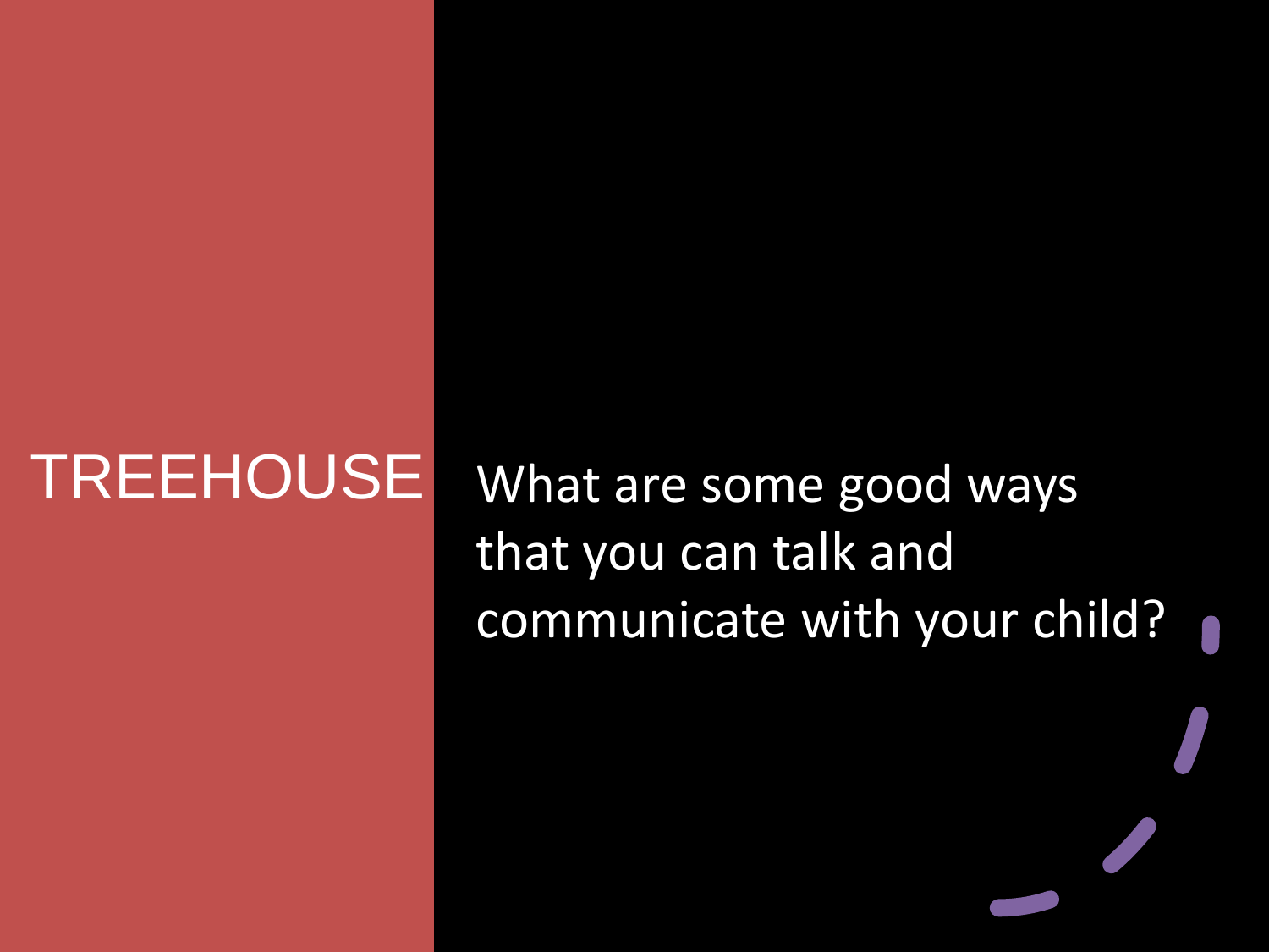# TREEHOUSE

What are some good ways that you can talk and communicate with your child?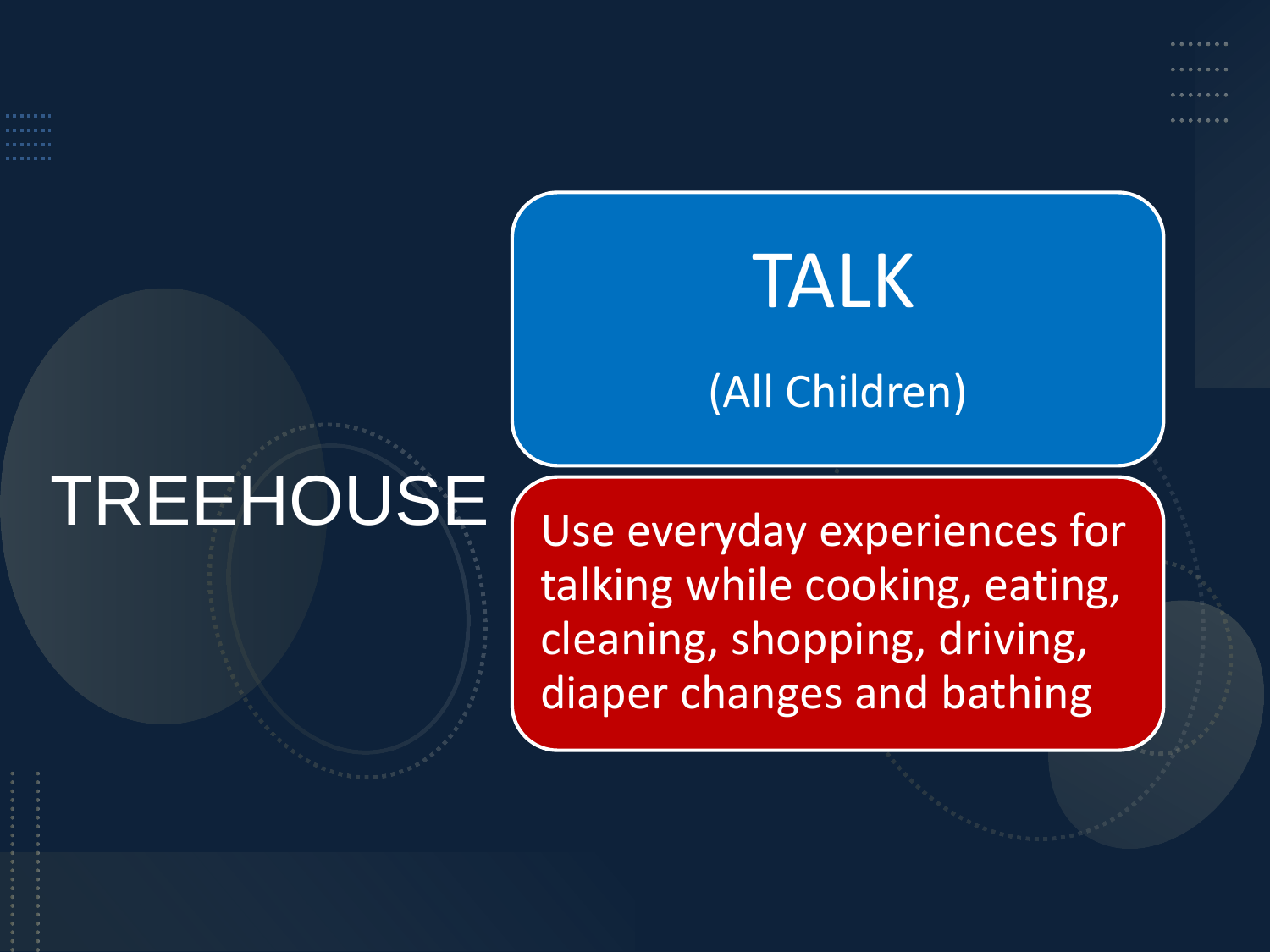# TREEHOUSE

## TALK

(All Children)

Use everyday experiences for talking while cooking, eating, cleaning, shopping, driving, diaper changes and bathing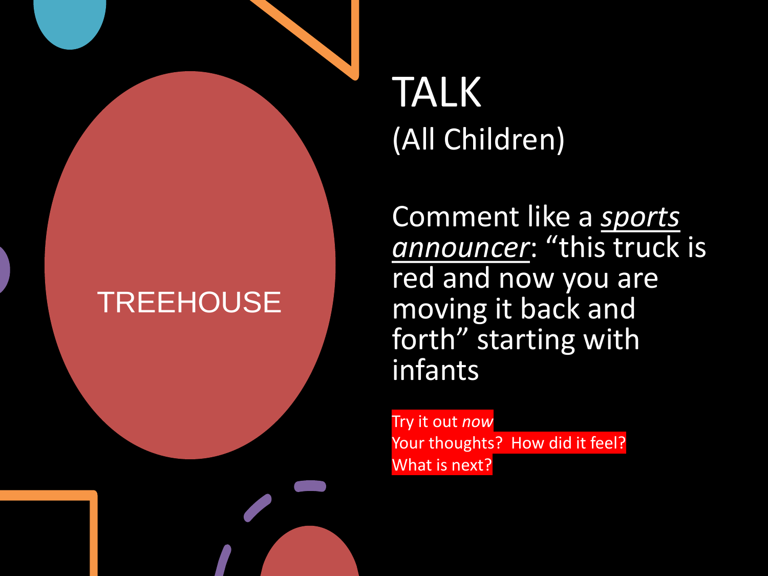TREEHOUSE

# TALK
(All Children)

Comment like a ***sports announcer***: "this truck is red and now you are moving it back and forth" starting with infants

Try it out *now*
Your thoughts? How did it feel?
What is next?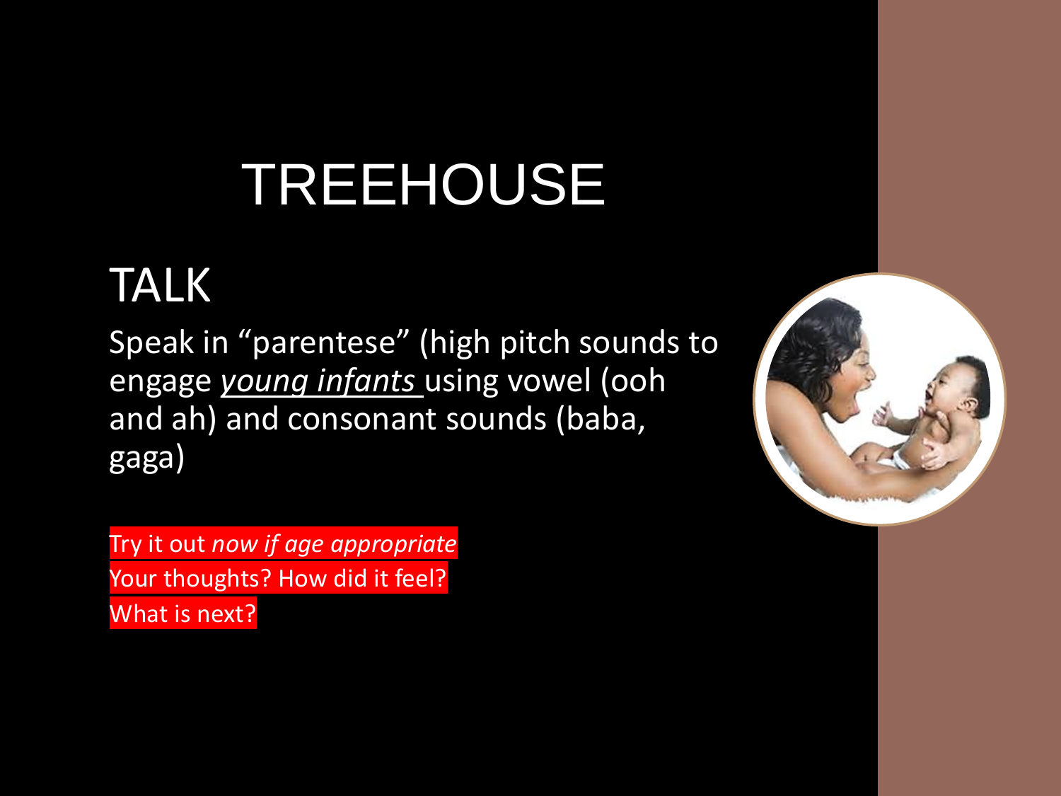# TREEHOUSE

## TALK

Speak in "parentese" (high pitch sounds to engage *young infants* using vowel (ooh and ah) and consonant sounds (baba, gaga)

Try it out *now if age appropriate*
Your thoughts? How did it feel?
What is next?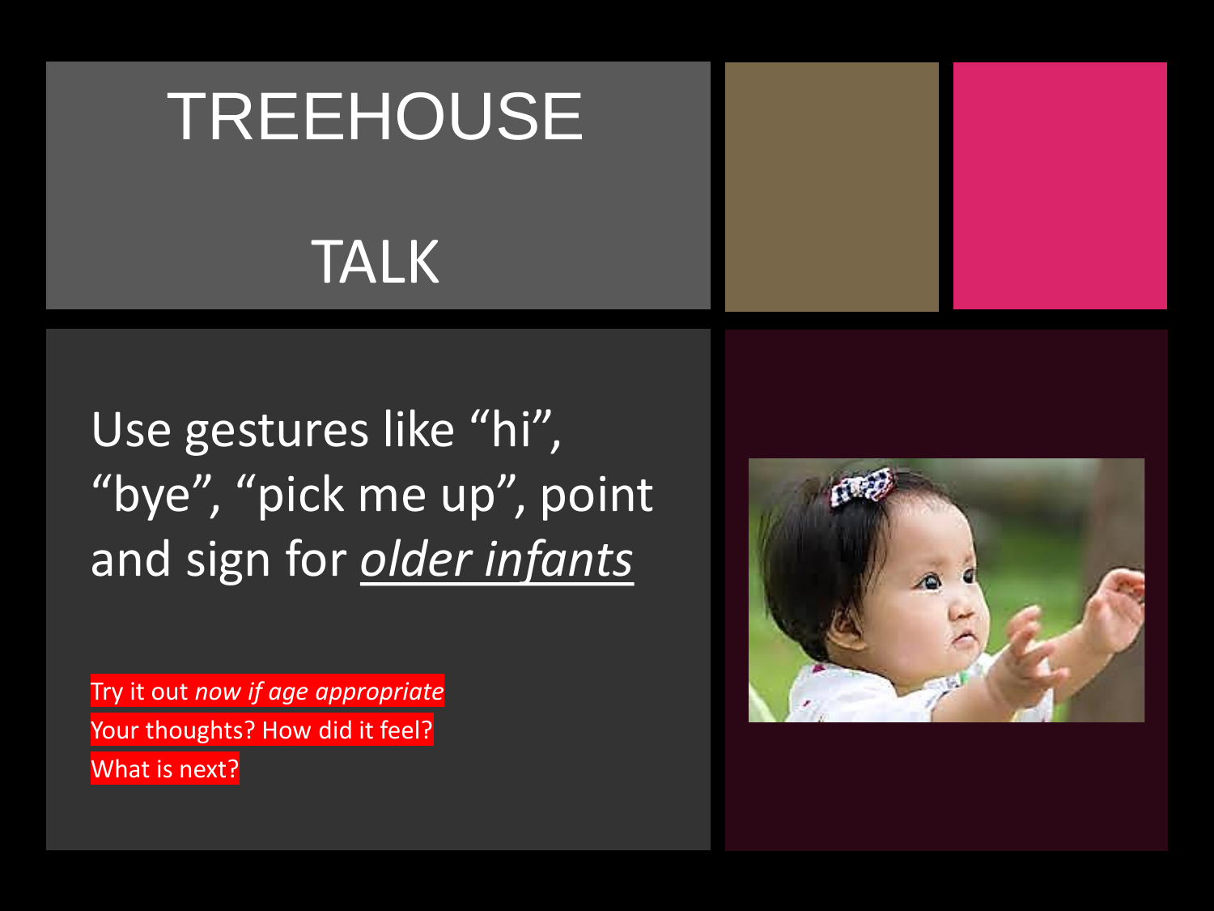# TREEHOUSE

# TALK

Use gestures like “hi”, “bye”, “pick me up”, point and sign for *older infants*

Try it out *now if age appropriate*

Your thoughts? How did it feel?

What is next?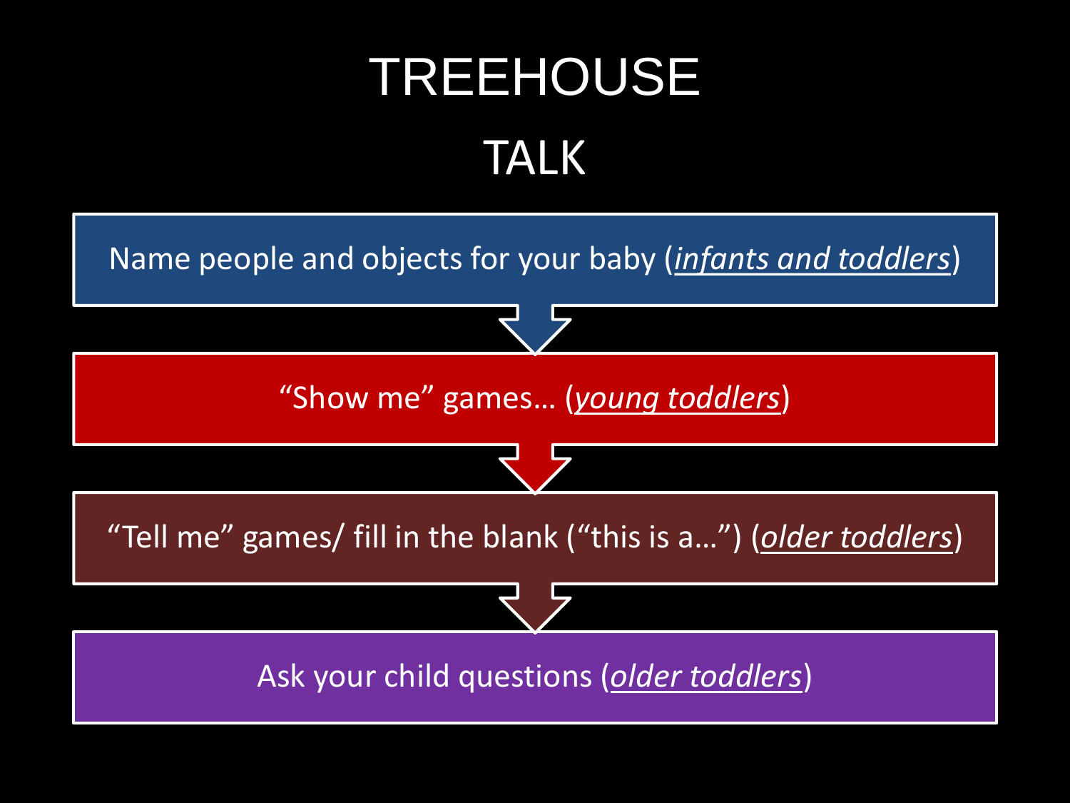# TREEHOUSE

## TALK

- Name people and objects for your baby (***infants and toddlers***)
- "Show me" games… (***young toddlers***)
- "Tell me" games/ fill in the blank ("this is a…") (***older toddlers***)
- Ask your child questions (***older toddlers***)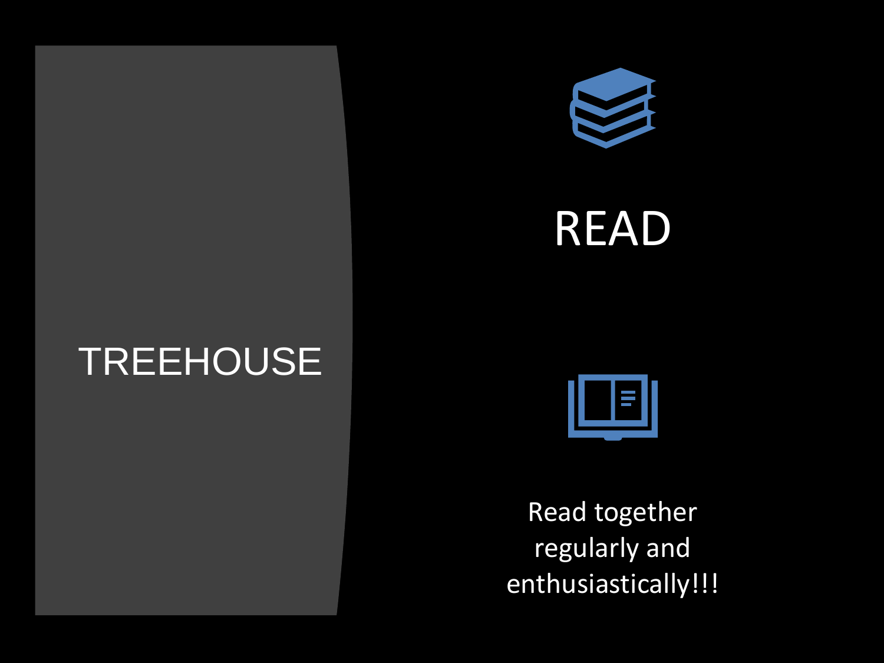# TREEHOUSE

## READ

Read together regularly and enthusiastically!!!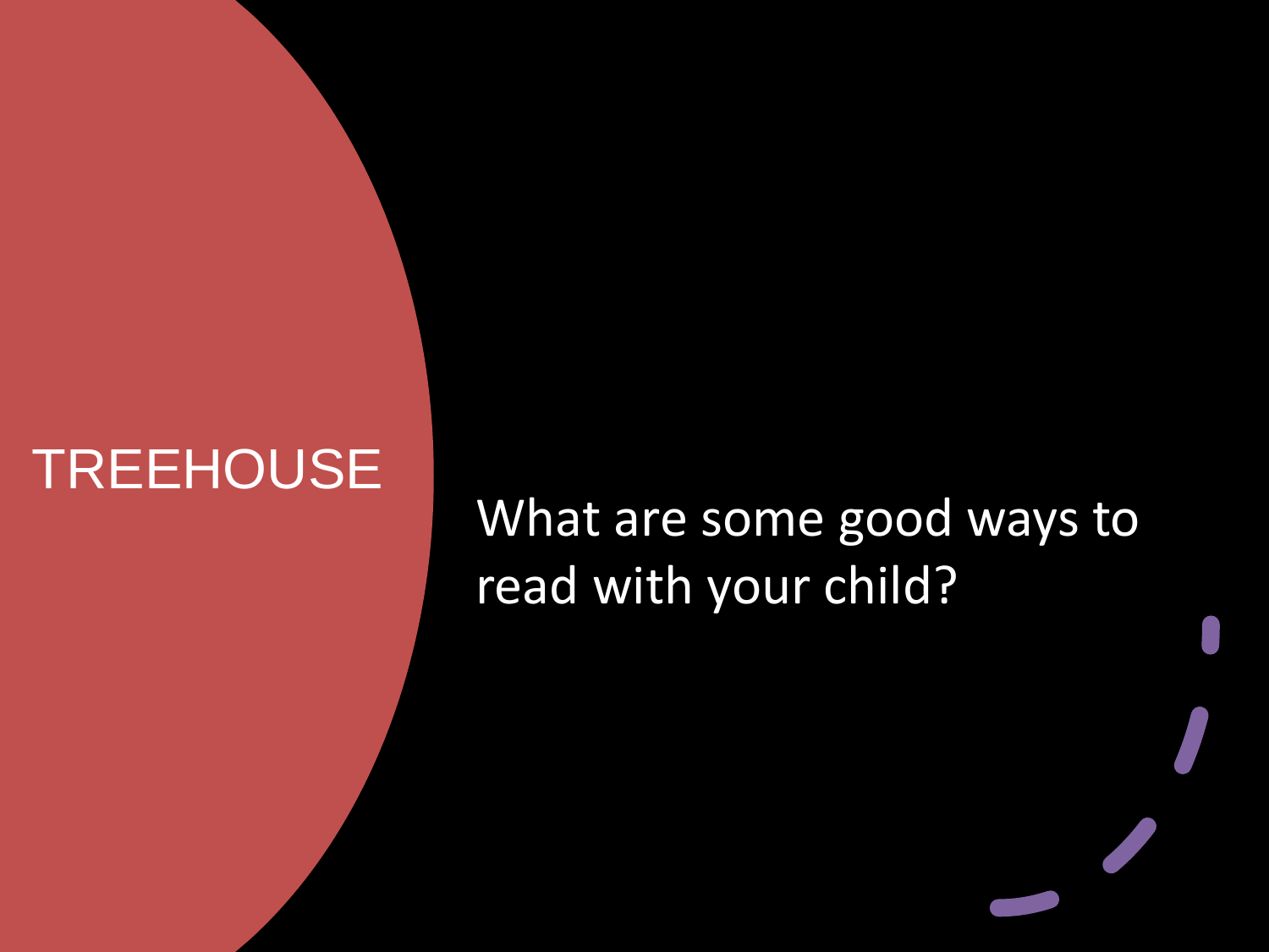# TREEHOUSE

What are some good ways to read with your child?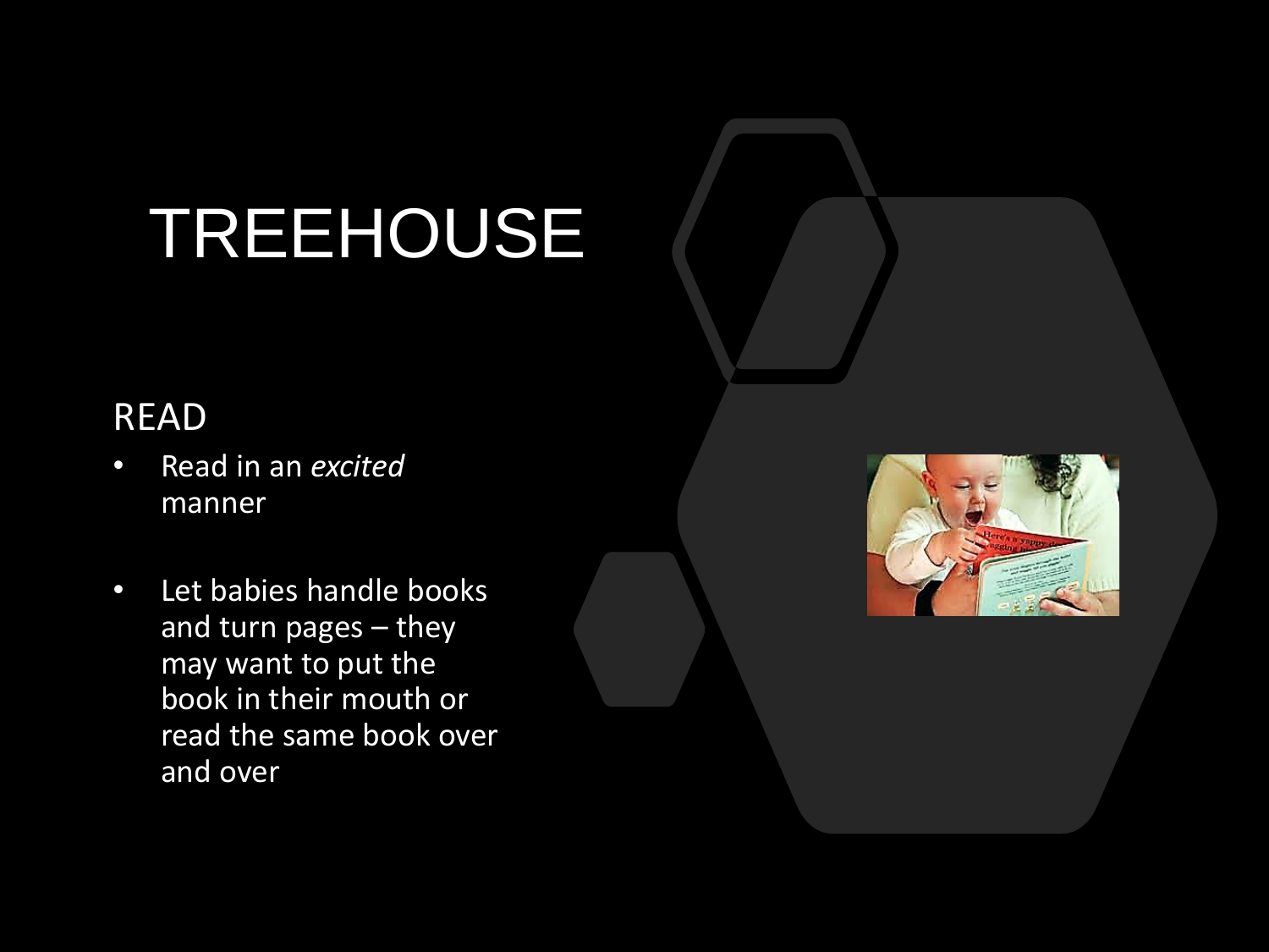# TREEHOUSE

## READ

- Read in an *excited* manner
- Let babies handle books and turn pages – they may want to put the book in their mouth or read the same book over and over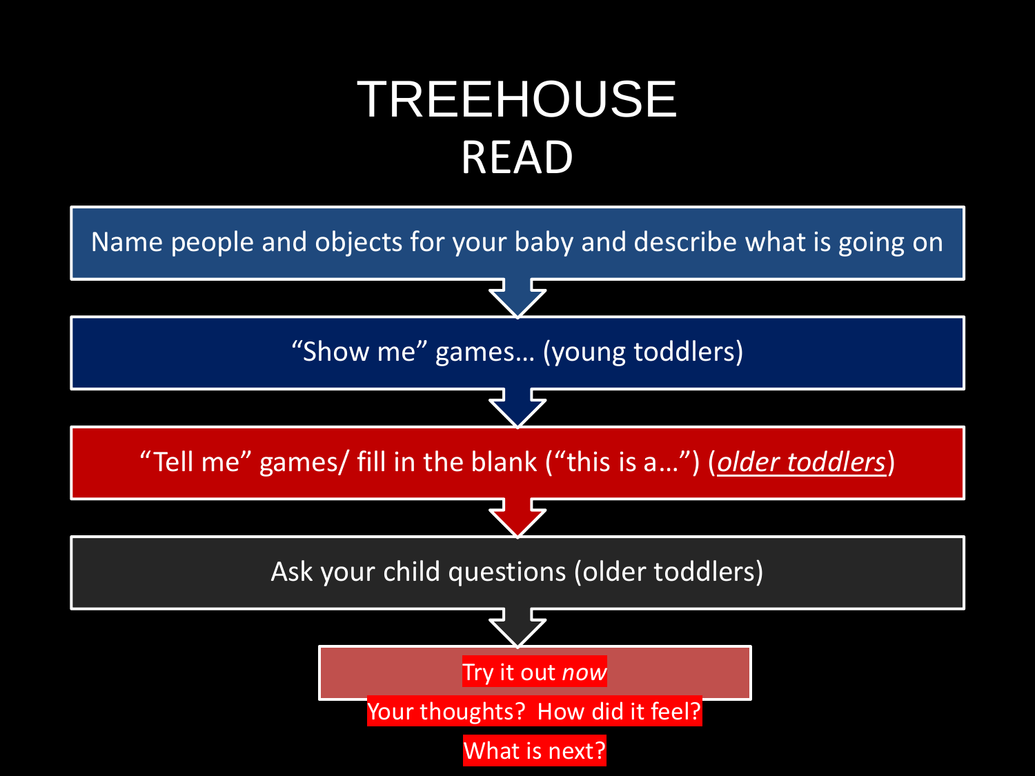# TREEHOUSE

## READ

Name people and objects for your baby and describe what is going on

“Show me” games… (young toddlers)

“Tell me” games/ fill in the blank (“this is a…”) (*older toddlers*)

Ask your child questions (older toddlers)

Try it out *now*

Your thoughts? How did it feel?

What is next?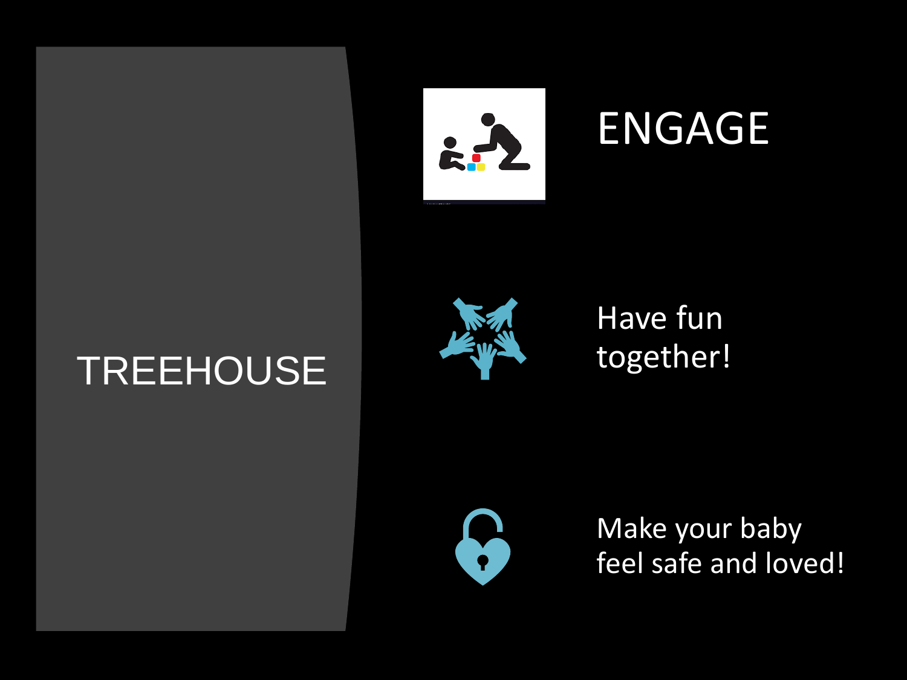# TREEHOUSE

## ENGAGE

Have fun together!

Make your baby feel safe and loved!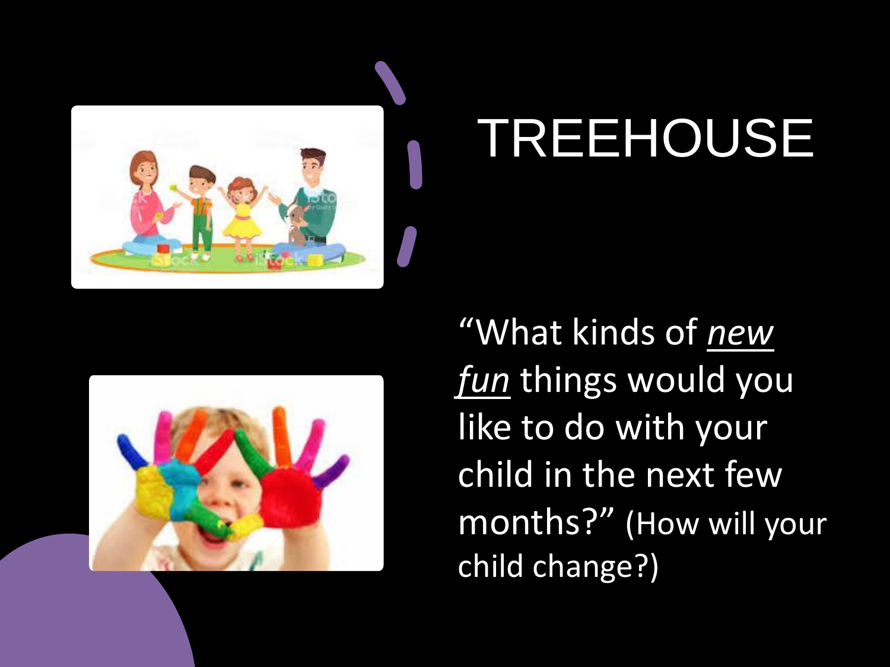# TREEHOUSE

"What kinds of ***new fun*** things would you like to do with your child in the next few months?" (How will your child change?)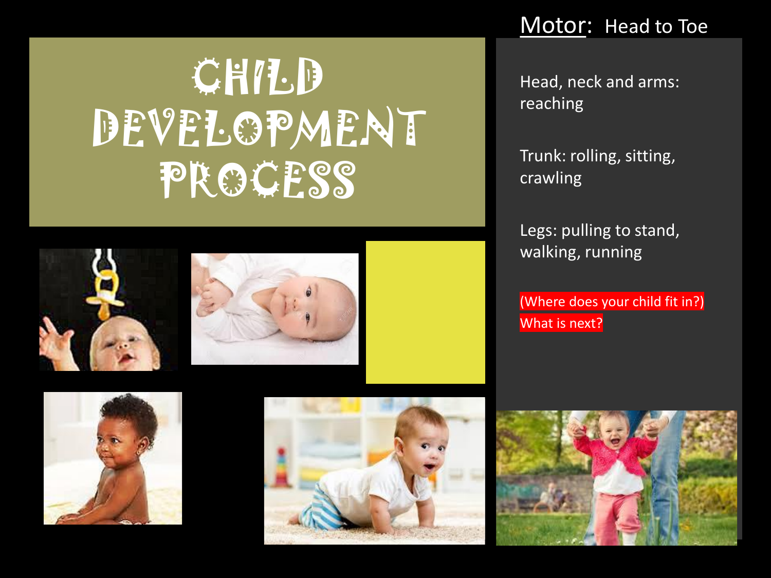# CHILD DEVELOPMENT PROCESS

## Motor: Head to Toe

Head, neck and arms: reaching

Trunk: rolling, sitting, crawling

Legs: pulling to stand, walking, running

(Where does your child fit in?)
What is next?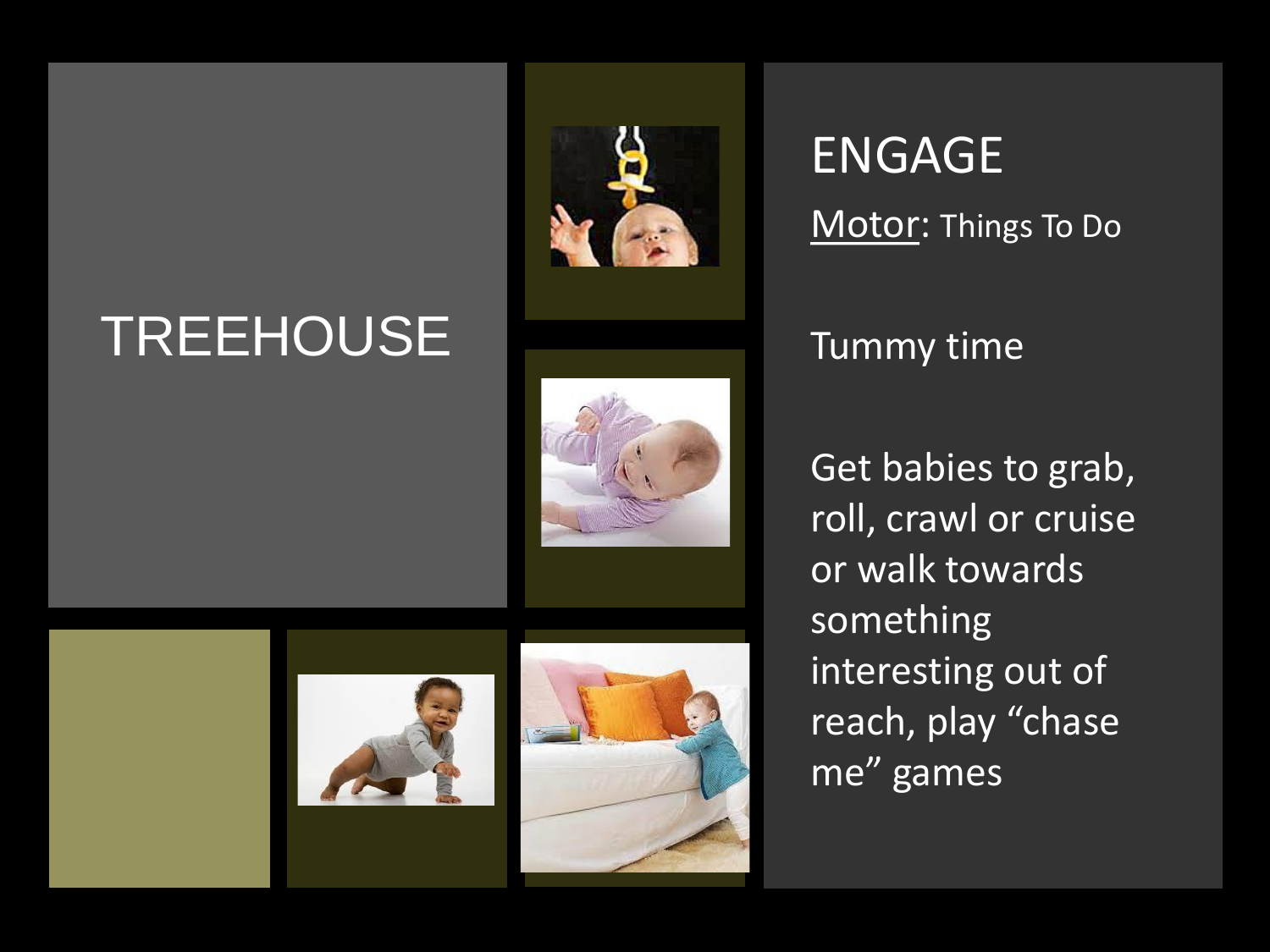# TREEHOUSE

## ENGAGE

<u>Motor</u>: Things To Do

Tummy time

Get babies to grab, roll, crawl or cruise or walk towards something interesting out of reach, play “chase me” games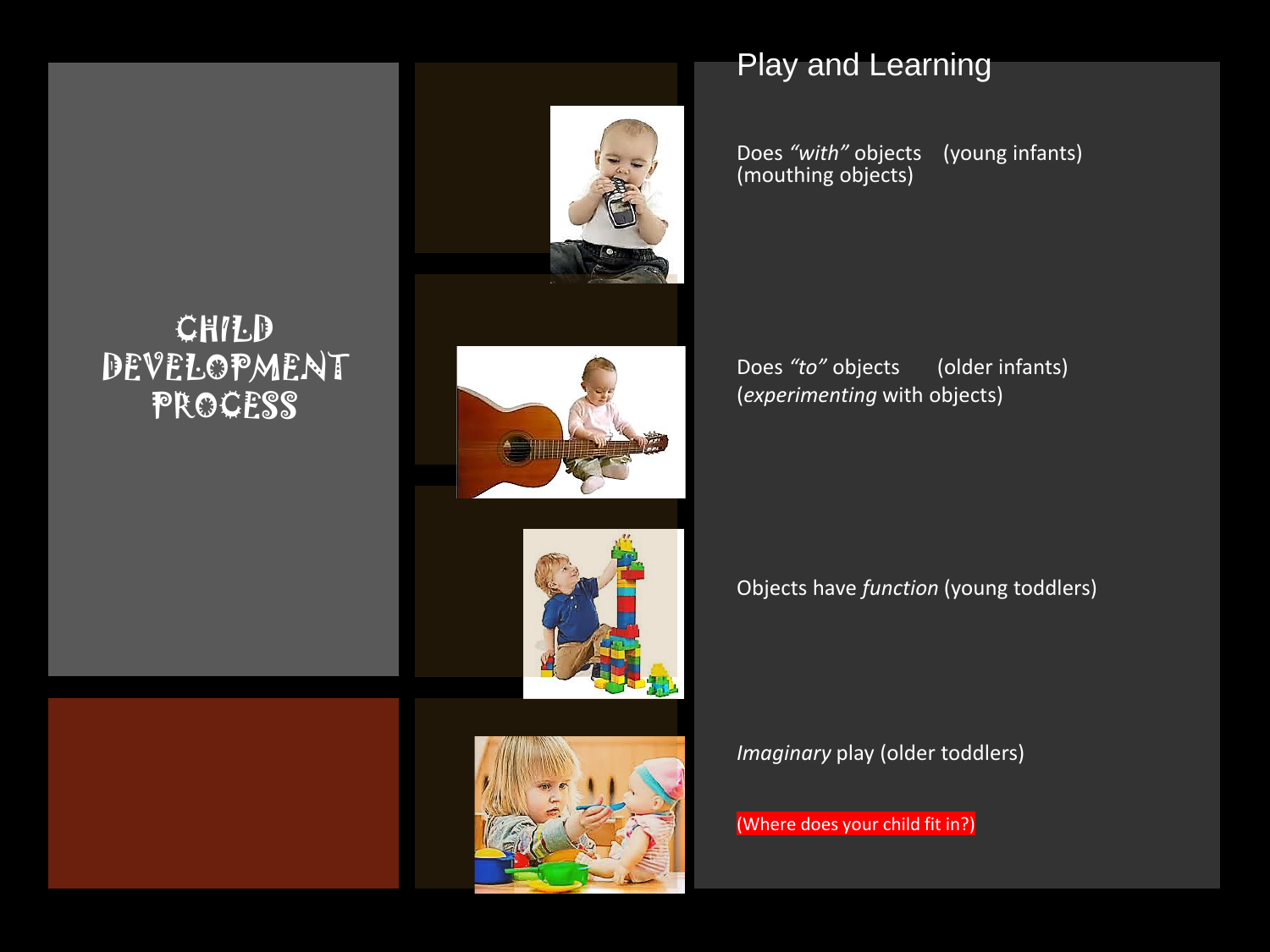# Child Development Process

## Play and Learning

Does *"with"* objects (young infants)
(mouthing objects)

Does *"to"* objects (older infants)
(*experimenting* with objects)

Objects have *function* (young toddlers)

*Imaginary* play (older toddlers)

(Where does your child fit in?)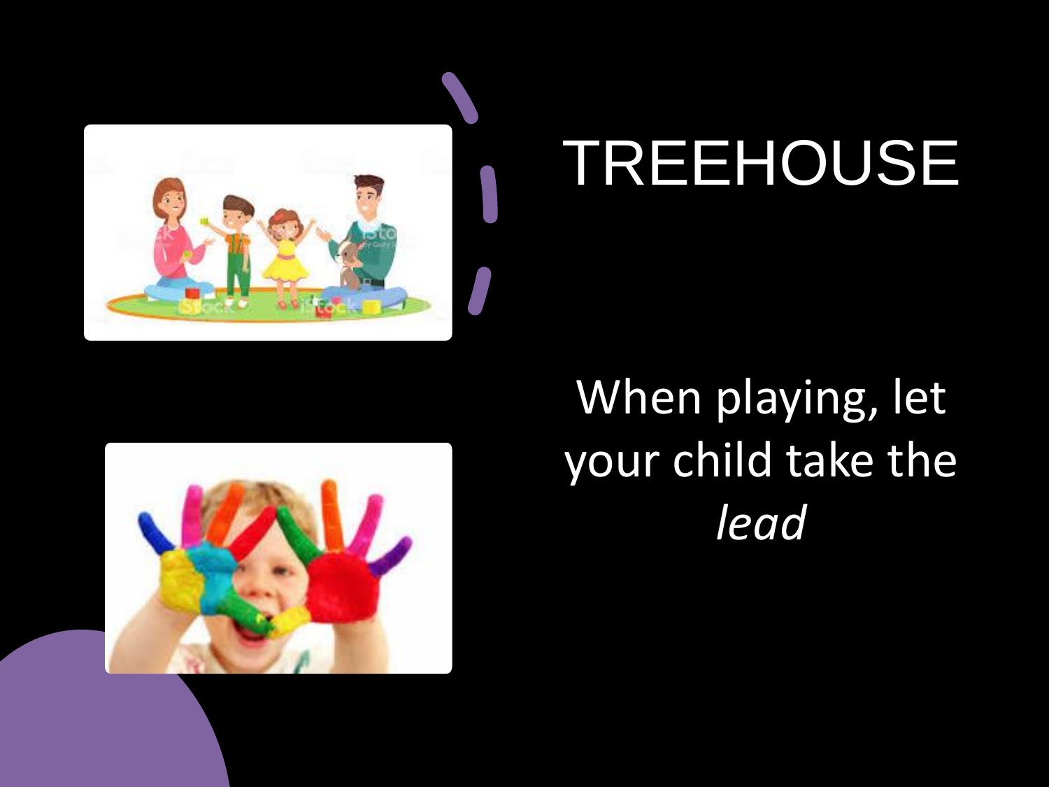# TREEHOUSE

When playing, let your child take the *lead*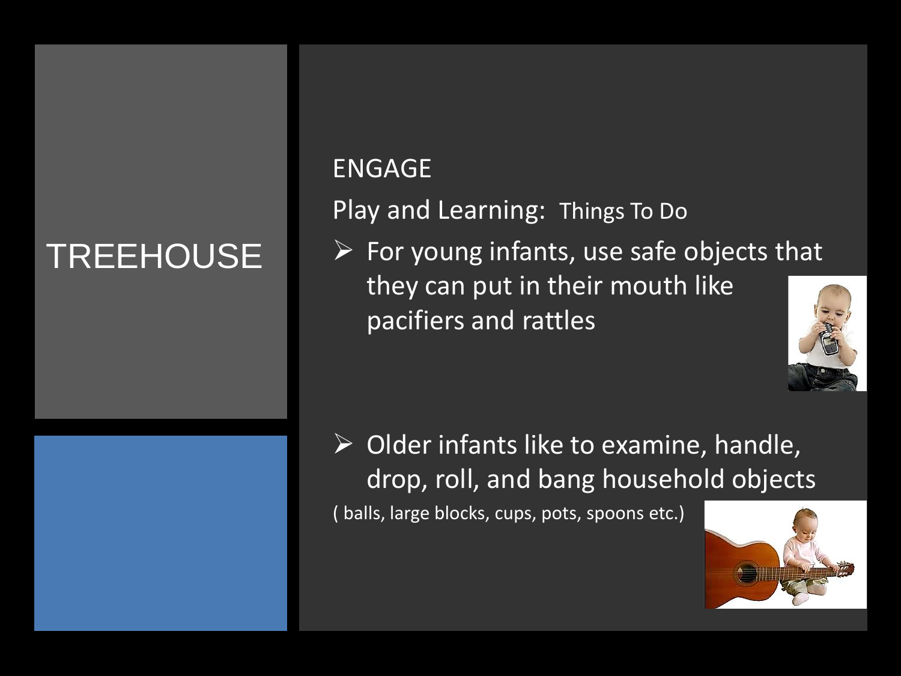# TREEHOUSE

## ENGAGE

Play and Learning: Things To Do

- For young infants, use safe objects that they can put in their mouth like pacifiers and rattles

- Older infants like to examine, handle, drop, roll, and bang household objects

( balls, large blocks, cups, pots, spoons etc.)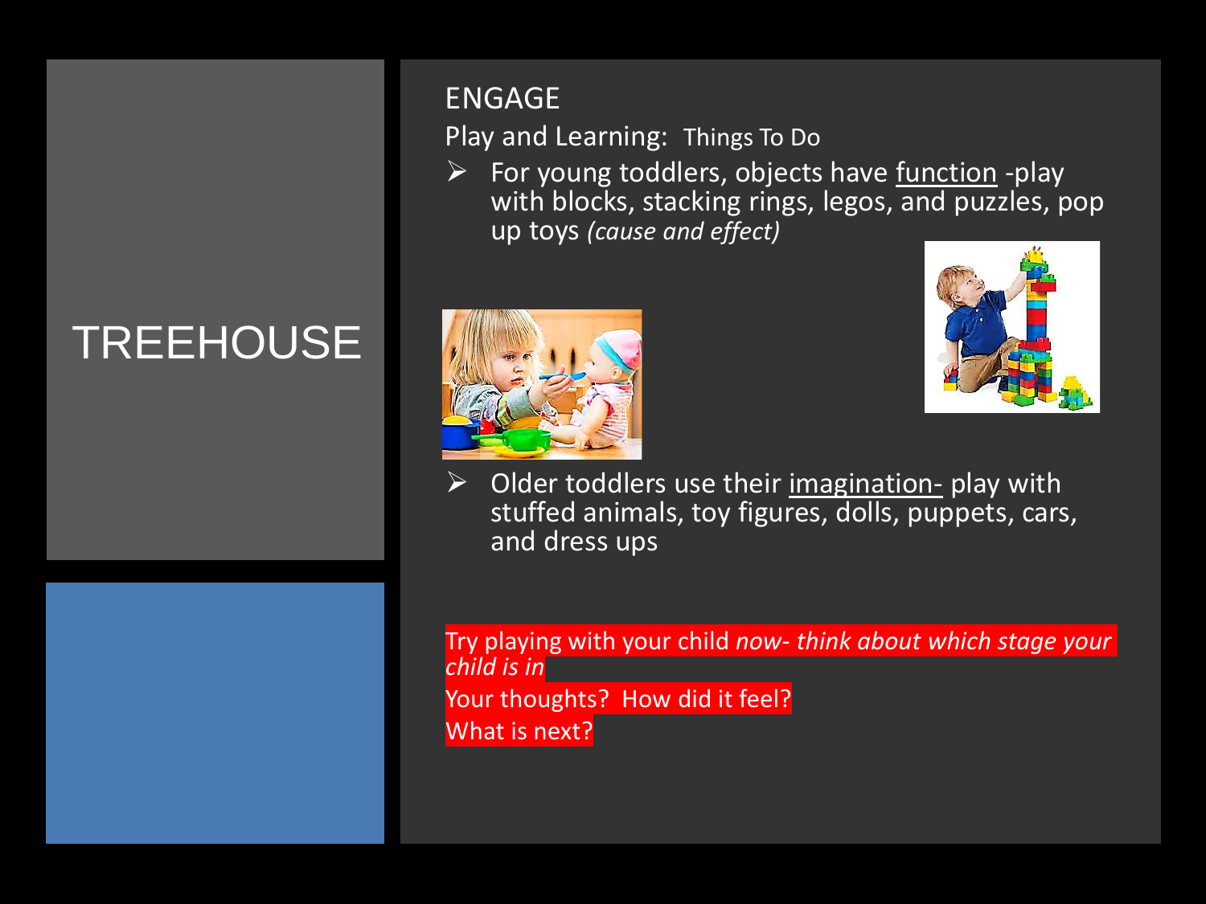# TREEHOUSE

## ENGAGE

Play and Learning: Things To Do

- For young toddlers, objects have function -play with blocks, stacking rings, legos, and puzzles, pop up toys *(cause and effect)*
- Older toddlers use their imagination- play with stuffed animals, toy figures, dolls, puppets, cars, and dress ups

Try playing with your child *now- think about which stage your child is in*

Your thoughts? How did it feel?

What is next?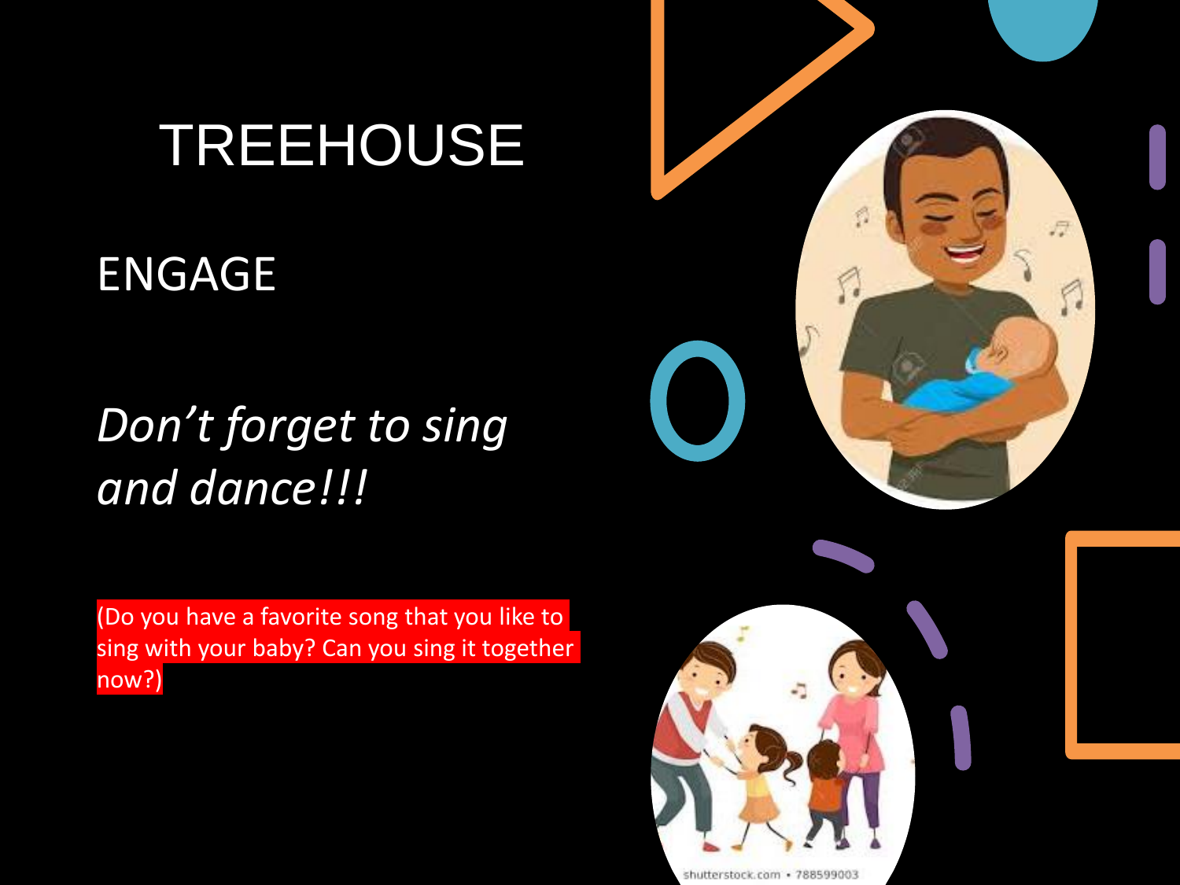# TREEHOUSE

## ENGAGE

*Don’t forget to sing and dance!!!*

(Do you have a favorite song that you like to sing with your baby? Can you sing it together now?)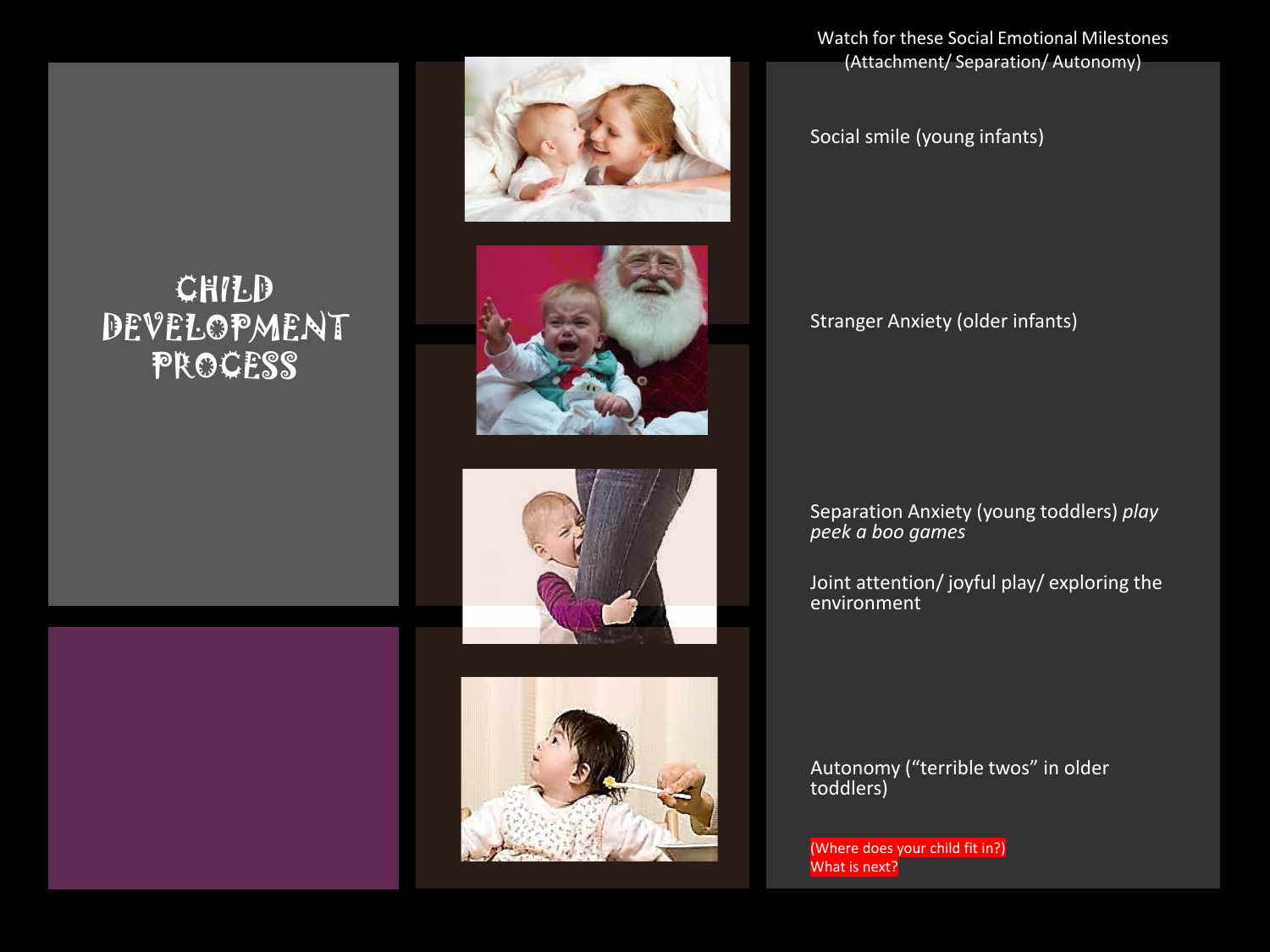# CHILD DEVELOPMENT PROCESS

Watch for these Social Emotional Milestones (Attachment/ Separation/ Autonomy)

Social smile (young infants)

Stranger Anxiety (older infants)

Separation Anxiety (young toddlers) *play peek a boo games*

Joint attention/ joyful play/ exploring the environment

Autonomy (“terrible twos” in older toddlers)

(Where does your child fit in?)
What is next?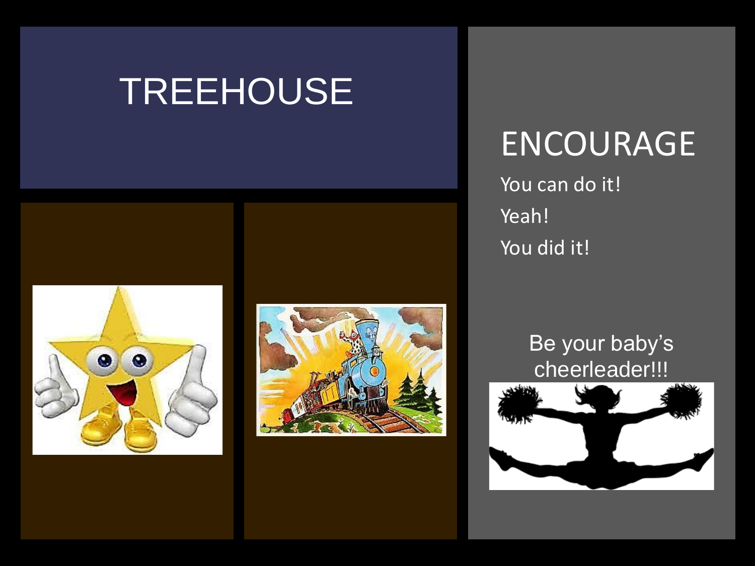# TREEHOUSE

## ENCOURAGE

You can do it!

Yeah!

You did it!

Be your baby's cheerleader!!!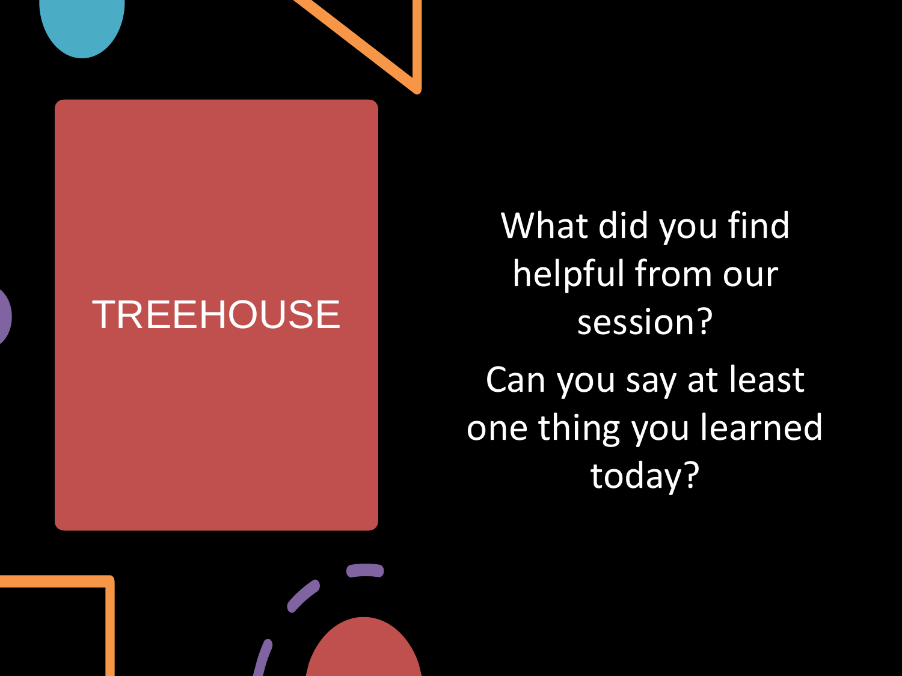# TREEHOUSE

What did you find helpful from our session?

Can you say at least one thing you learned today?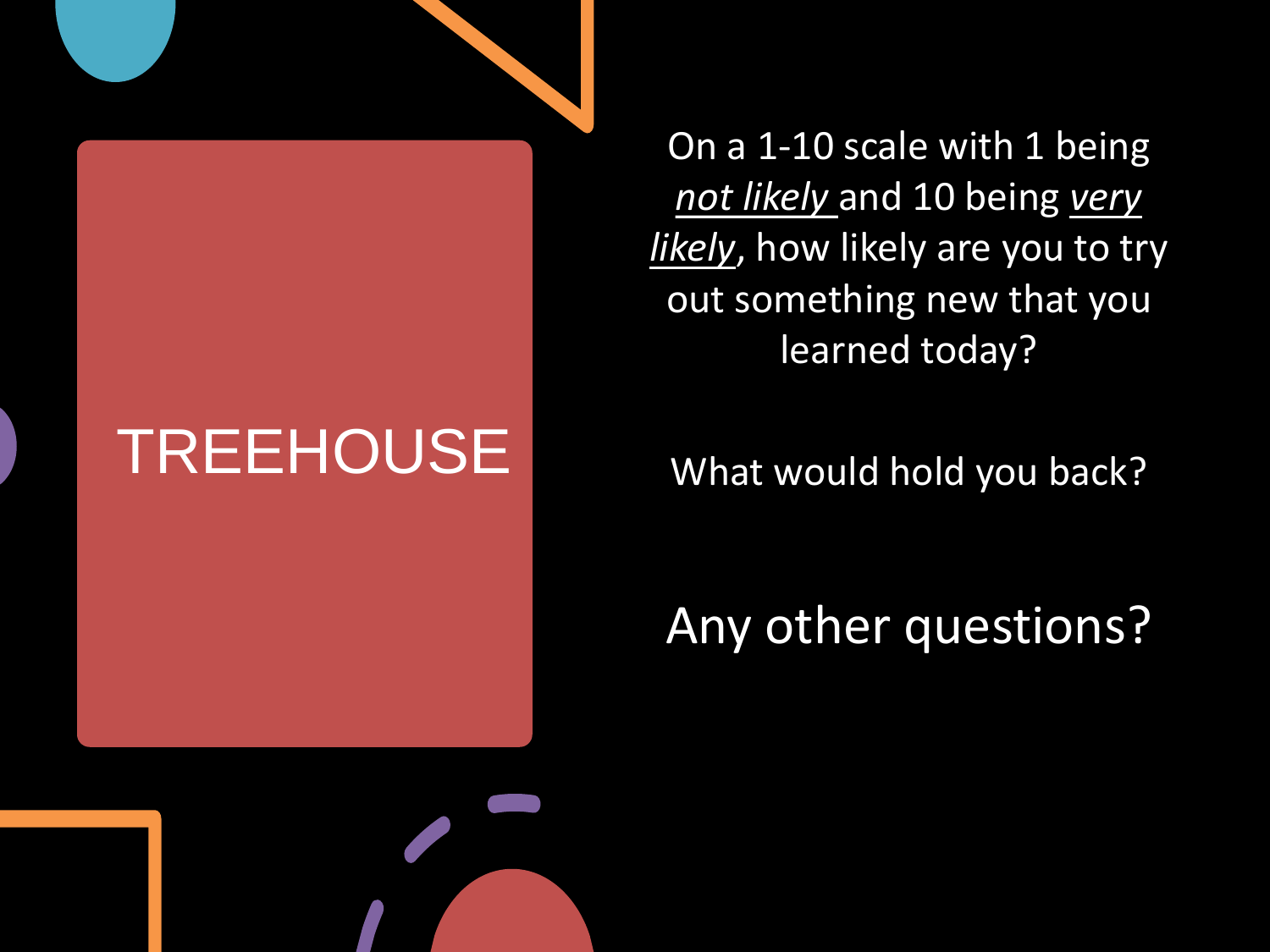# TREEHOUSE

On a 1-10 scale with 1 being *not likely* and 10 being *very likely*, how likely are you to try out something new that you learned today?

What would hold you back?

Any other questions?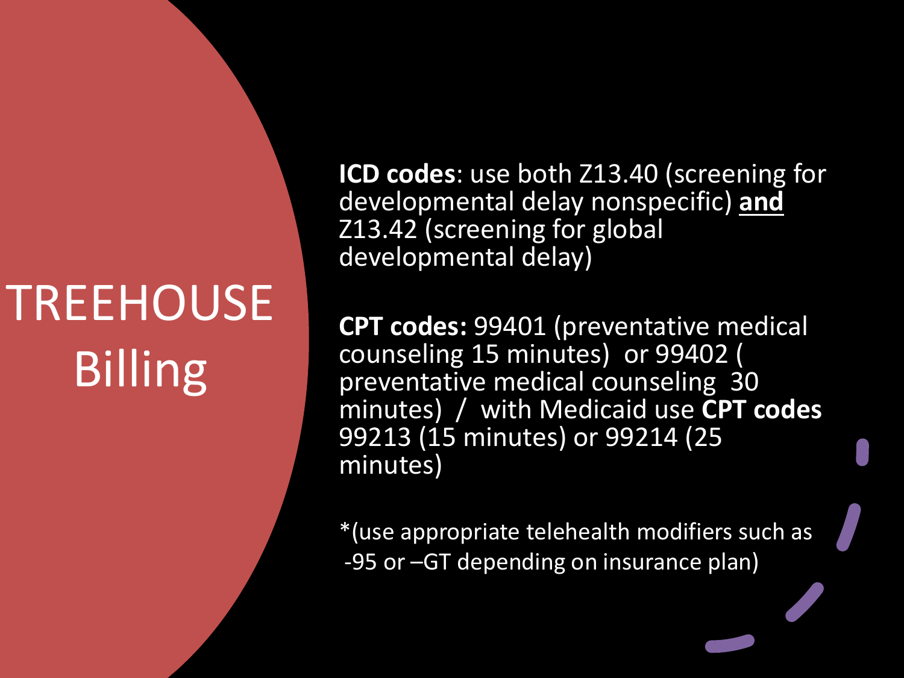# TREEHOUSE Billing

**ICD codes**: use both Z13.40 (screening for developmental delay nonspecific) <u>**and**</u> Z13.42 (screening for global developmental delay)

**CPT codes:** 99401 (preventative medical counseling 15 minutes) or 99402 ( preventative medical counseling 30 minutes) / with Medicaid use **CPT codes** 99213 (15 minutes) or 99214 (25 minutes)

*(use appropriate telehealth modifiers such as -95 or –GT depending on insurance plan)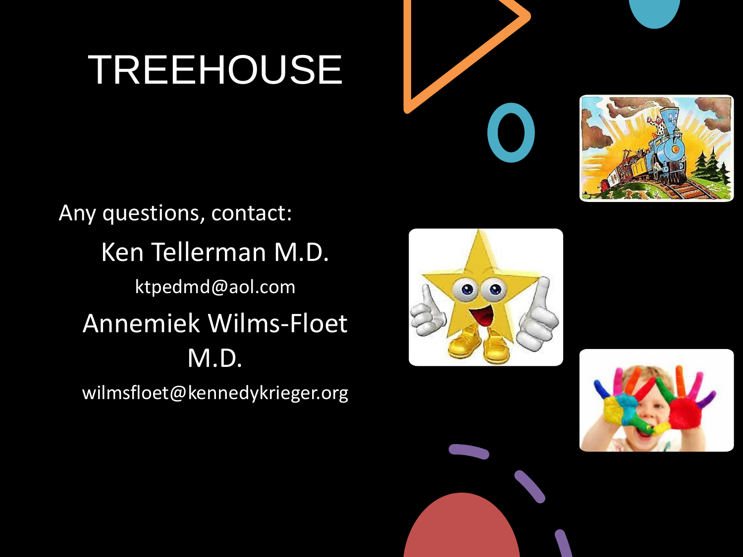# TREEHOUSE

Any questions, contact:

Ken Tellerman M.D.

ktpedmd@aol.com

Annemiek Wilms-Floet M.D.

wilmsfloet@kennedykrieger.org